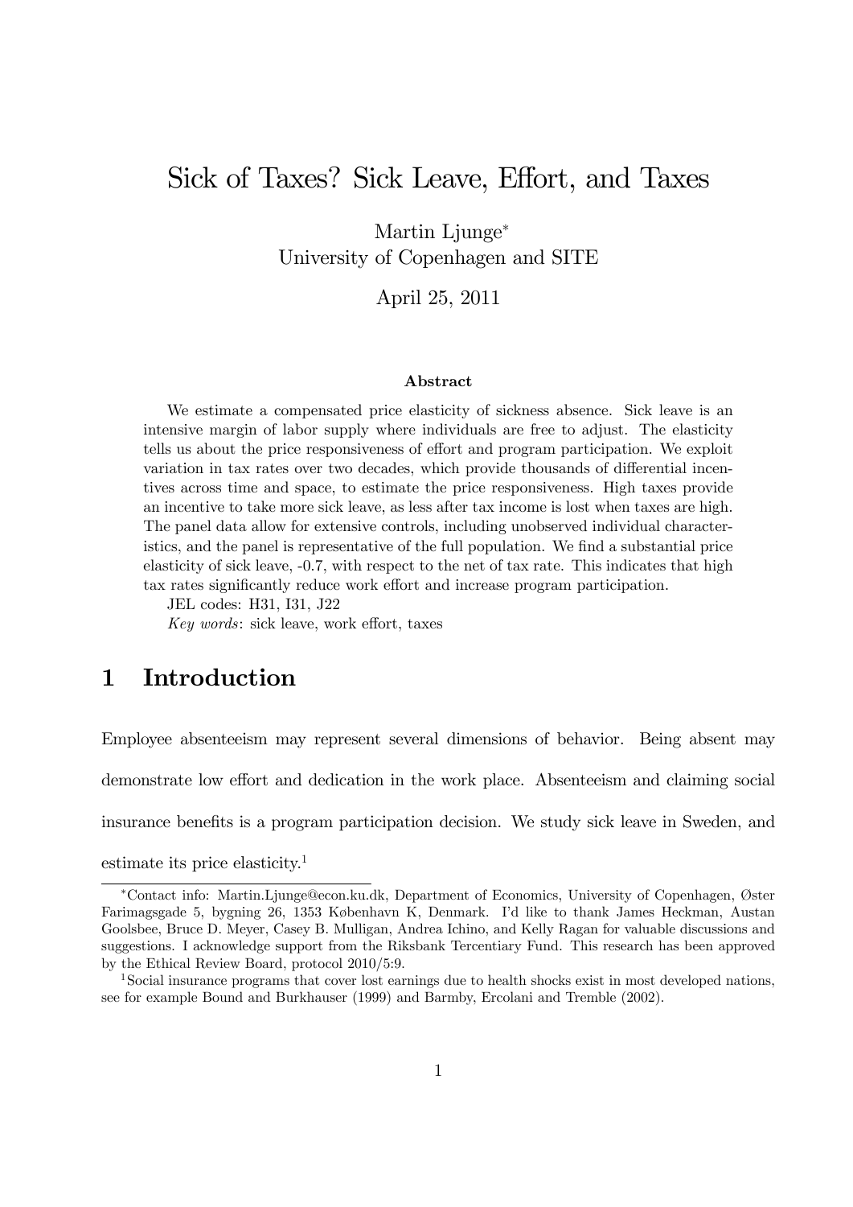# Sick of Taxes? Sick Leave, Effort, and Taxes

Martin Ljunge[*]
University of Copenhagen and SITE

April 25, 2011

### Abstract

We estimate a compensated price elasticity of sickness absence. Sick leave is an intensive margin of labor supply where individuals are free to adjust. The elasticity tells us about the price responsiveness of effort and program participation. We exploit variation in tax rates over two decades, which provide thousands of differential incentives across time and space, to estimate the price responsiveness. High taxes provide an incentive to take more sick leave, as less after tax income is lost when taxes are high. The panel data allow for extensive controls, including unobserved individual characteristics, and the panel is representative of the full population. We find a substantial price elasticity of sick leave, -0.7, with respect to the net of tax rate. This indicates that high tax rates significantly reduce work effort and increase program participation.

JEL codes: H31, I31, J22

*Key words*: sick leave, work effort, taxes

## 1 Introduction

Employee absenteeism may represent several dimensions of behavior. Being absent may demonstrate low effort and dedication in the work place. Absenteeism and claiming social insurance benefits is a program participation decision. We study sick leave in Sweden, and estimate its price elasticity.[1]

---

[*]Contact info: Martin.Ljunge@econ.ku.dk, Department of Economics, University of Copenhagen, Øster Farimagsgade 5, bygning 26, 1353 København K, Denmark. I'd like to thank James Heckman, Austan Goolsbee, Bruce D. Meyer, Casey B. Mulligan, Andrea Ichino, and Kelly Ragan for valuable discussions and suggestions. I acknowledge support from the Riksbank Tercentiary Fund. This research has been approved by the Ethical Review Board, protocol 2010/5:9.

[1]Social insurance programs that cover lost earnings due to health shocks exist in most developed nations, see for example Bound and Burkhauser (1999) and Barmby, Ercolani and Tremble (2002).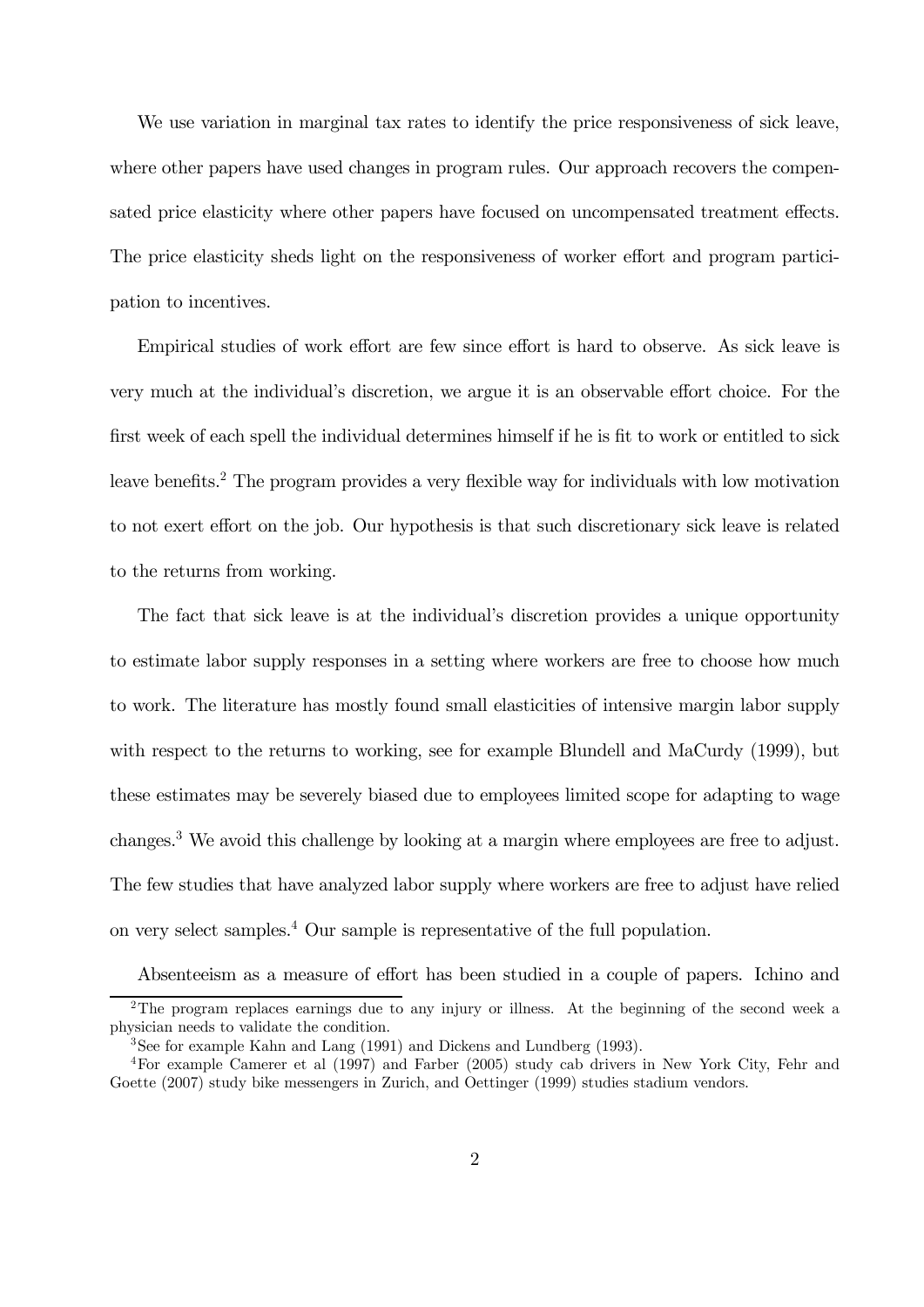We use variation in marginal tax rates to identify the price responsiveness of sick leave, where other papers have used changes in program rules. Our approach recovers the compensated price elasticity where other papers have focused on uncompensated treatment effects. The price elasticity sheds light on the responsiveness of worker effort and program participation to incentives.

Empirical studies of work effort are few since effort is hard to observe. As sick leave is very much at the individual's discretion, we argue it is an observable effort choice. For the first week of each spell the individual determines himself if he is fit to work or entitled to sick leave benefits.[2] The program provides a very flexible way for individuals with low motivation to not exert effort on the job. Our hypothesis is that such discretionary sick leave is related to the returns from working.

The fact that sick leave is at the individual's discretion provides a unique opportunity to estimate labor supply responses in a setting where workers are free to choose how much to work. The literature has mostly found small elasticities of intensive margin labor supply with respect to the returns to working, see for example Blundell and MaCurdy (1999), but these estimates may be severely biased due to employees limited scope for adapting to wage changes.[3] We avoid this challenge by looking at a margin where employees are free to adjust. The few studies that have analyzed labor supply where workers are free to adjust have relied on very select samples.[4] Our sample is representative of the full population.

Absenteeism as a measure of effort has been studied in a couple of papers. Ichino and

[2] The program replaces earnings due to any injury or illness. At the beginning of the second week a physician needs to validate the condition.

[3] See for example Kahn and Lang (1991) and Dickens and Lundberg (1993).

[4] For example Camerer et al (1997) and Farber (2005) study cab drivers in New York City, Fehr and Goette (2007) study bike messengers in Zurich, and Oettinger (1999) studies stadium vendors.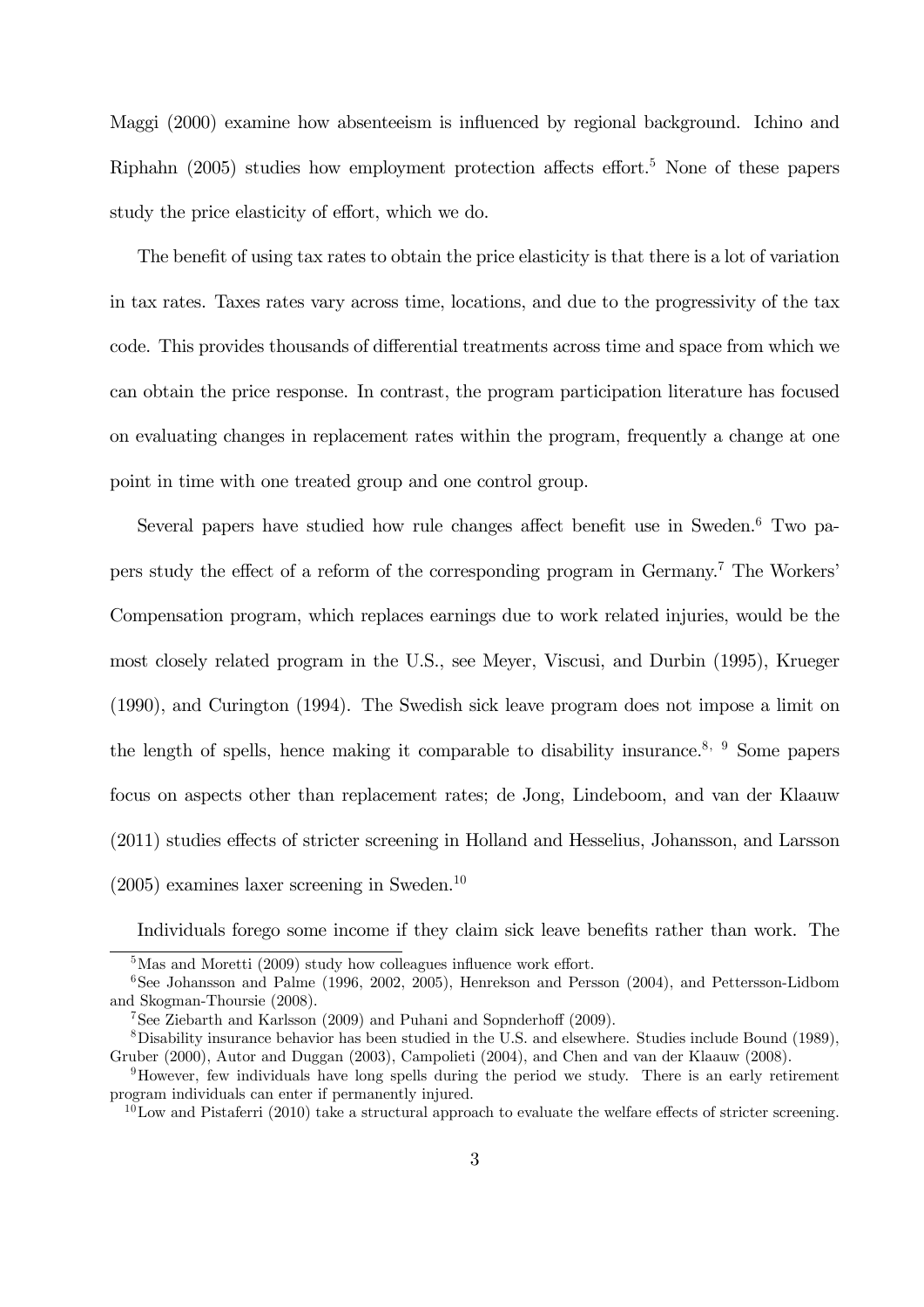Maggi (2000) examine how absenteeism is influenced by regional background. Ichino and Riphahn (2005) studies how employment protection affects effort.[5] None of these papers study the price elasticity of effort, which we do.

The benefit of using tax rates to obtain the price elasticity is that there is a lot of variation in tax rates. Taxes rates vary across time, locations, and due to the progressivity of the tax code. This provides thousands of differential treatments across time and space from which we can obtain the price response. In contrast, the program participation literature has focused on evaluating changes in replacement rates within the program, frequently a change at one point in time with one treated group and one control group.

Several papers have studied how rule changes affect benefit use in Sweden.[6] Two papers study the effect of a reform of the corresponding program in Germany.[7] The Workers' Compensation program, which replaces earnings due to work related injuries, would be the most closely related program in the U.S., see Meyer, Viscusi, and Durbin (1995), Krueger (1990), and Curington (1994). The Swedish sick leave program does not impose a limit on the length of spells, hence making it comparable to disability insurance.[8, 9] Some papers focus on aspects other than replacement rates; de Jong, Lindeboom, and van der Klaauw (2011) studies effects of stricter screening in Holland and Hesselius, Johansson, and Larsson (2005) examines laxer screening in Sweden.[10]

Individuals forego some income if they claim sick leave benefits rather than work. The

---

[5] Mas and Moretti (2009) study how colleagues influence work effort.

[6] See Johansson and Palme (1996, 2002, 2005), Henrekson and Persson (2004), and Pettersson-Lidbom and Skogman-Thoursie (2008).

[7] See Ziebarth and Karlsson (2009) and Puhani and Sopnderhoff (2009).

[8] Disability insurance behavior has been studied in the U.S. and elsewhere. Studies include Bound (1989), Gruber (2000), Autor and Duggan (2003), Campolieti (2004), and Chen and van der Klaauw (2008).

[9] However, few individuals have long spells during the period we study. There is an early retirement program individuals can enter if permanently injured.

[10] Low and Pistaferri (2010) take a structural approach to evaluate the welfare effects of stricter screening.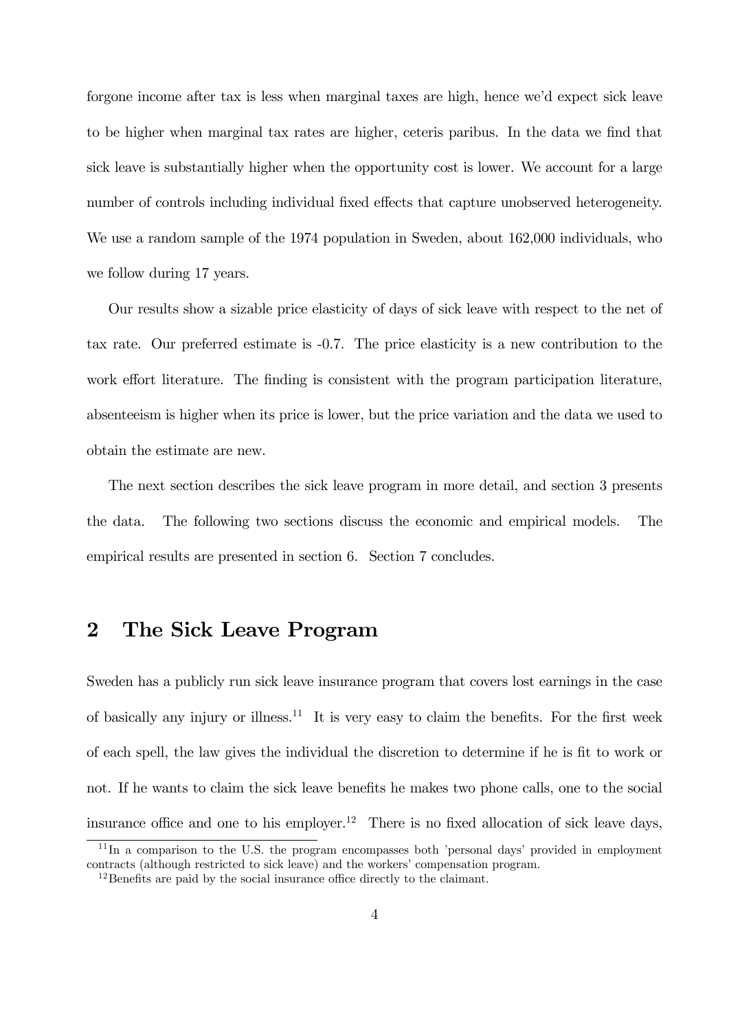forgone income after tax is less when marginal taxes are high, hence we'd expect sick leave to be higher when marginal tax rates are higher, ceteris paribus. In the data we find that sick leave is substantially higher when the opportunity cost is lower. We account for a large number of controls including individual fixed effects that capture unobserved heterogeneity. We use a random sample of the 1974 population in Sweden, about 162,000 individuals, who we follow during 17 years.

Our results show a sizable price elasticity of days of sick leave with respect to the net of tax rate. Our preferred estimate is -0.7. The price elasticity is a new contribution to the work effort literature. The finding is consistent with the program participation literature, absenteeism is higher when its price is lower, but the price variation and the data we used to obtain the estimate are new.

The next section describes the sick leave program in more detail, and section 3 presents the data. The following two sections discuss the economic and empirical models. The empirical results are presented in section 6. Section 7 concludes.

## 2 The Sick Leave Program

Sweden has a publicly run sick leave insurance program that covers lost earnings in the case of basically any injury or illness.[11] It is very easy to claim the benefits. For the first week of each spell, the law gives the individual the discretion to determine if he is fit to work or not. If he wants to claim the sick leave benefits he makes two phone calls, one to the social insurance office and one to his employer.[12] There is no fixed allocation of sick leave days,

[11] In a comparison to the U.S. the program encompasses both 'personal days' provided in employment contracts (although restricted to sick leave) and the workers' compensation program.

[12] Benefits are paid by the social insurance office directly to the claimant.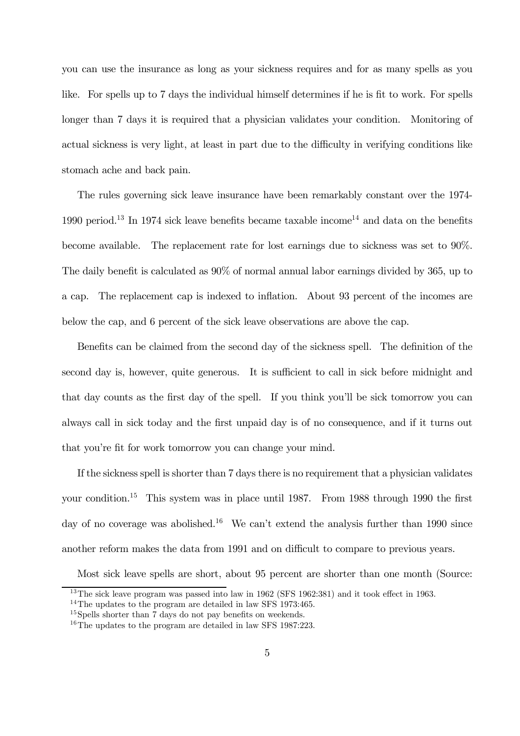you can use the insurance as long as your sickness requires and for as many spells as you like. For spells up to 7 days the individual himself determines if he is fit to work. For spells longer than 7 days it is required that a physician validates your condition. Monitoring of actual sickness is very light, at least in part due to the difficulty in verifying conditions like stomach ache and back pain.

The rules governing sick leave insurance have been remarkably constant over the 1974-1990 period.[13] In 1974 sick leave benefits became taxable income[14] and data on the benefits become available. The replacement rate for lost earnings due to sickness was set to 90%. The daily benefit is calculated as 90% of normal annual labor earnings divided by 365, up to a cap. The replacement cap is indexed to inflation. About 93 percent of the incomes are below the cap, and 6 percent of the sick leave observations are above the cap.

Benefits can be claimed from the second day of the sickness spell. The definition of the second day is, however, quite generous. It is sufficient to call in sick before midnight and that day counts as the first day of the spell. If you think you'll be sick tomorrow you can always call in sick today and the first unpaid day is of no consequence, and if it turns out that you're fit for work tomorrow you can change your mind.

If the sickness spell is shorter than 7 days there is no requirement that a physician validates your condition.[15] This system was in place until 1987. From 1988 through 1990 the first day of no coverage was abolished.[16] We can't extend the analysis further than 1990 since another reform makes the data from 1991 and on difficult to compare to previous years.

Most sick leave spells are short, about 95 percent are shorter than one month (Source:

[13] The sick leave program was passed into law in 1962 (SFS 1962:381) and it took effect in 1963.

[14] The updates to the program are detailed in law SFS 1973:465.

[15] Spells shorter than 7 days do not pay benefits on weekends.

[16] The updates to the program are detailed in law SFS 1987:223.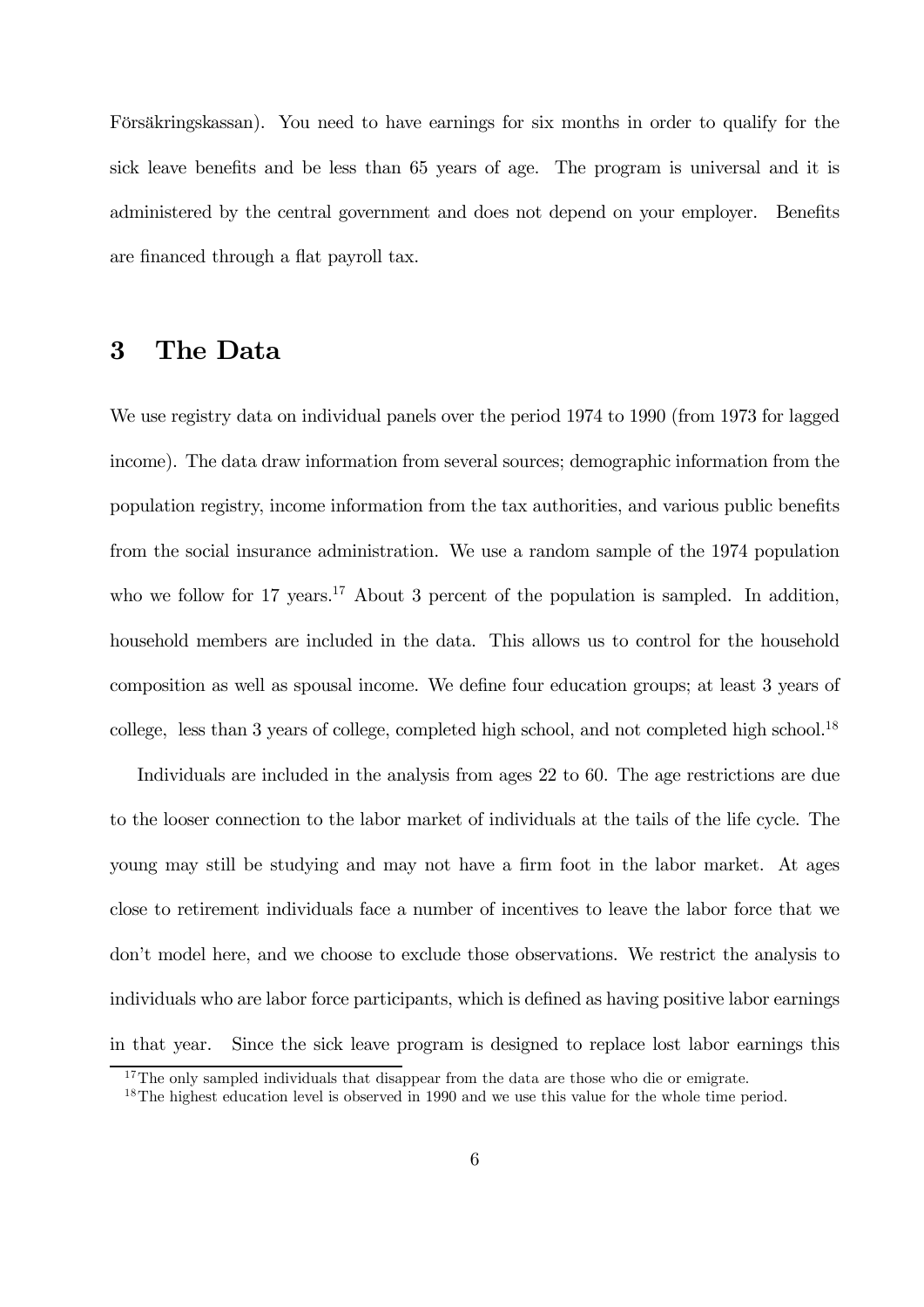Försäkringskassan). You need to have earnings for six months in order to qualify for the sick leave benefits and be less than 65 years of age. The program is universal and it is administered by the central government and does not depend on your employer. Benefits are financed through a flat payroll tax.

## 3 The Data

We use registry data on individual panels over the period 1974 to 1990 (from 1973 for lagged income). The data draw information from several sources; demographic information from the population registry, income information from the tax authorities, and various public benefits from the social insurance administration. We use a random sample of the 1974 population who we follow for 17 years.[17] About 3 percent of the population is sampled. In addition, household members are included in the data. This allows us to control for the household composition as well as spousal income. We define four education groups; at least 3 years of college, less than 3 years of college, completed high school, and not completed high school.[18]

Individuals are included in the analysis from ages 22 to 60. The age restrictions are due to the looser connection to the labor market of individuals at the tails of the life cycle. The young may still be studying and may not have a firm foot in the labor market. At ages close to retirement individuals face a number of incentives to leave the labor force that we don't model here, and we choose to exclude those observations. We restrict the analysis to individuals who are labor force participants, which is defined as having positive labor earnings in that year. Since the sick leave program is designed to replace lost labor earnings this

[17] The only sampled individuals that disappear from the data are those who die or emigrate.

[18] The highest education level is observed in 1990 and we use this value for the whole time period.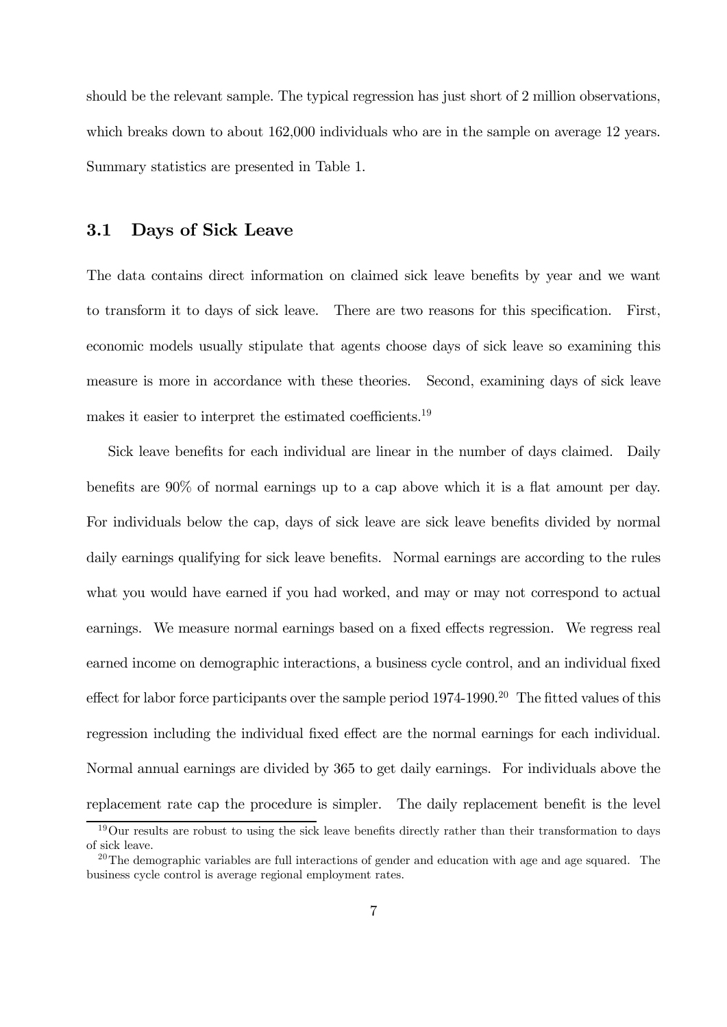should be the relevant sample. The typical regression has just short of 2 million observations, which breaks down to about 162,000 individuals who are in the sample on average 12 years. Summary statistics are presented in Table 1.

## 3.1 Days of Sick Leave

The data contains direct information on claimed sick leave benefits by year and we want to transform it to days of sick leave. There are two reasons for this specification. First, economic models usually stipulate that agents choose days of sick leave so examining this measure is more in accordance with these theories. Second, examining days of sick leave makes it easier to interpret the estimated coefficients.[19]

Sick leave benefits for each individual are linear in the number of days claimed. Daily benefits are 90% of normal earnings up to a cap above which it is a flat amount per day. For individuals below the cap, days of sick leave are sick leave benefits divided by normal daily earnings qualifying for sick leave benefits. Normal earnings are according to the rules what you would have earned if you had worked, and may or may not correspond to actual earnings. We measure normal earnings based on a fixed effects regression. We regress real earned income on demographic interactions, a business cycle control, and an individual fixed effect for labor force participants over the sample period 1974-1990.[20] The fitted values of this regression including the individual fixed effect are the normal earnings for each individual. Normal annual earnings are divided by 365 to get daily earnings. For individuals above the replacement rate cap the procedure is simpler. The daily replacement benefit is the level

[19] Our results are robust to using the sick leave benefits directly rather than their transformation to days of sick leave.

[20] The demographic variables are full interactions of gender and education with age and age squared. The business cycle control is average regional employment rates.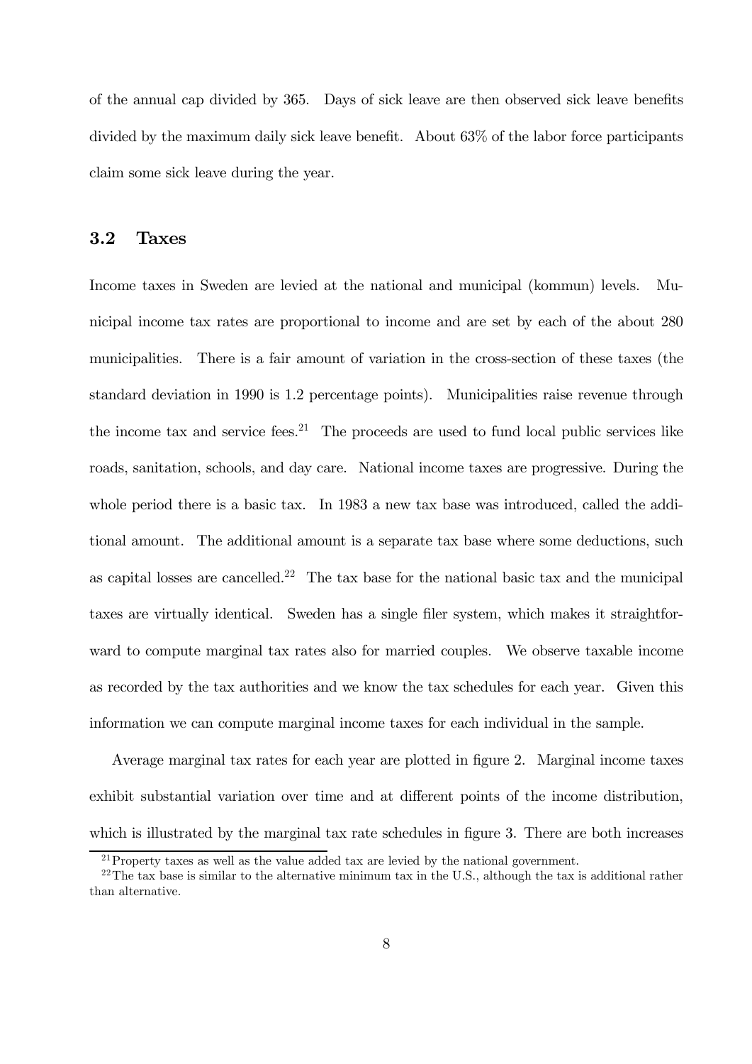of the annual cap divided by 365. Days of sick leave are then observed sick leave benefits divided by the maximum daily sick leave benefit. About 63% of the labor force participants claim some sick leave during the year.

## 3.2 Taxes

Income taxes in Sweden are levied at the national and municipal (kommun) levels. Municipal income tax rates are proportional to income and are set by each of the about 280 municipalities. There is a fair amount of variation in the cross-section of these taxes (the standard deviation in 1990 is 1.2 percentage points). Municipalities raise revenue through the income tax and service fees.[21] The proceeds are used to fund local public services like roads, sanitation, schools, and day care. National income taxes are progressive. During the whole period there is a basic tax. In 1983 a new tax base was introduced, called the additional amount. The additional amount is a separate tax base where some deductions, such as capital losses are cancelled.[22] The tax base for the national basic tax and the municipal taxes are virtually identical. Sweden has a single filer system, which makes it straightforward to compute marginal tax rates also for married couples. We observe taxable income as recorded by the tax authorities and we know the tax schedules for each year. Given this information we can compute marginal income taxes for each individual in the sample.

Average marginal tax rates for each year are plotted in figure 2. Marginal income taxes exhibit substantial variation over time and at different points of the income distribution, which is illustrated by the marginal tax rate schedules in figure 3. There are both increases

[21] Property taxes as well as the value added tax are levied by the national government.

[22] The tax base is similar to the alternative minimum tax in the U.S., although the tax is additional rather than alternative.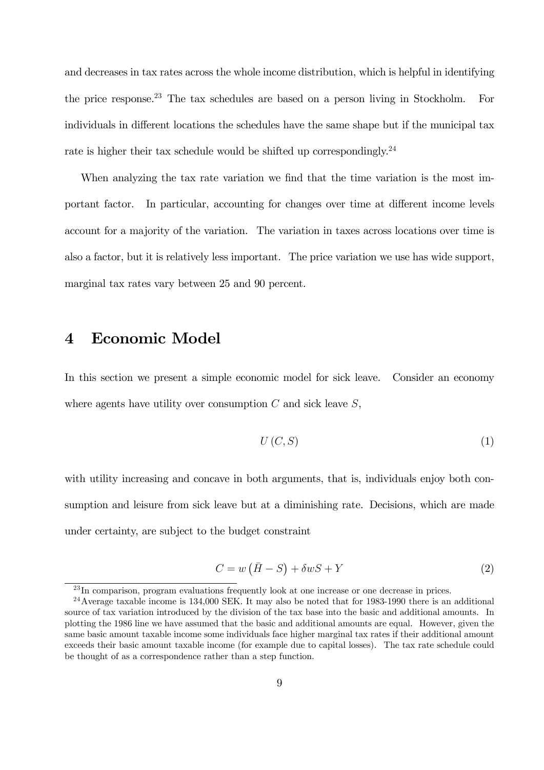and decreases in tax rates across the whole income distribution, which is helpful in identifying the price response.[23] The tax schedules are based on a person living in Stockholm. For individuals in different locations the schedules have the same shape but if the municipal tax rate is higher their tax schedule would be shifted up correspondingly.[24]

When analyzing the tax rate variation we find that the time variation is the most important factor. In particular, accounting for changes over time at different income levels account for a majority of the variation. The variation in taxes across locations over time is also a factor, but it is relatively less important. The price variation we use has wide support, marginal tax rates vary between 25 and 90 percent.

# 4 Economic Model

In this section we present a simple economic model for sick leave. Consider an economy where agents have utility over consumption $C$ and sick leave $S$,

$$U(C, S) \tag{1}$$

with utility increasing and concave in both arguments, that is, individuals enjoy both consumption and leisure from sick leave but at a diminishing rate. Decisions, which are made under certainty, are subject to the budget constraint

$$C = w\left(\bar{H} - S\right) + \delta w S + Y \tag{2}$$

[23] In comparison, program evaluations frequently look at one increase or one decrease in prices.

[24] Average taxable income is 134,000 SEK. It may also be noted that for 1983-1990 there is an additional source of tax variation introduced by the division of the tax base into the basic and additional amounts. In plotting the 1986 line we have assumed that the basic and additional amounts are equal. However, given the same basic amount taxable income some individuals face higher marginal tax rates if their additional amount exceeds their basic amount taxable income (for example due to capital losses). The tax rate schedule could be thought of as a correspondence rather than a step function.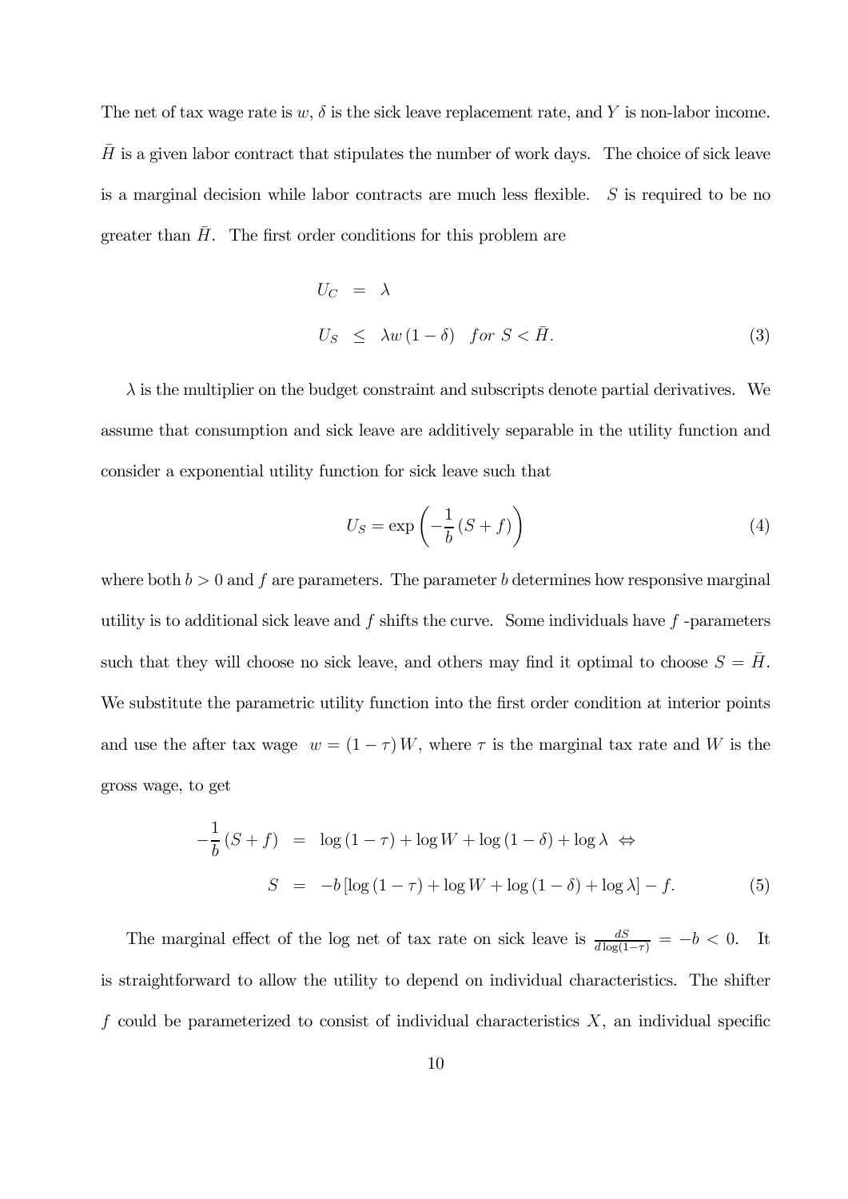The net of tax wage rate is $w$, $\delta$ is the sick leave replacement rate, and $Y$ is non-labor income. $\bar{H}$ is a given labor contract that stipulates the number of work days. The choice of sick leave is a marginal decision while labor contracts are much less flexible. $S$ is required to be no greater than $\bar{H}$. The first order conditions for this problem are

$$
\begin{aligned}
U_C &= \lambda \\
U_S &\leq \lambda w(1-\delta) \quad for\ S < \bar{H}.
\end{aligned} \tag{3}
$$

$\lambda$ is the multiplier on the budget constraint and subscripts denote partial derivatives. We assume that consumption and sick leave are additively separable in the utility function and consider a exponential utility function for sick leave such that

$$
U_S = \exp\left(-\frac{1}{b}(S+f)\right) \tag{4}
$$

where both $b > 0$ and $f$ are parameters. The parameter $b$ determines how responsive marginal utility is to additional sick leave and $f$ shifts the curve. Some individuals have $f$ -parameters such that they will choose no sick leave, and others may find it optimal to choose $S = \bar{H}$. We substitute the parametric utility function into the first order condition at interior points and use the after tax wage $w = (1-\tau)W$, where $\tau$ is the marginal tax rate and $W$ is the gross wage, to get

$$
\begin{aligned}
-\frac{1}{b}(S+f) &= \log(1-\tau) + \log W + \log(1-\delta) + \log\lambda \iff \\
S &= -b\left[\log(1-\tau) + \log W + \log(1-\delta) + \log\lambda\right] - f.
\end{aligned} \tag{5}
$$

The marginal effect of the log net of tax rate on sick leave is $\frac{dS}{d\log(1-\tau)} = -b < 0$. It is straightforward to allow the utility to depend on individual characteristics. The shifter $f$ could be parameterized to consist of individual characteristics $X$, an individual specific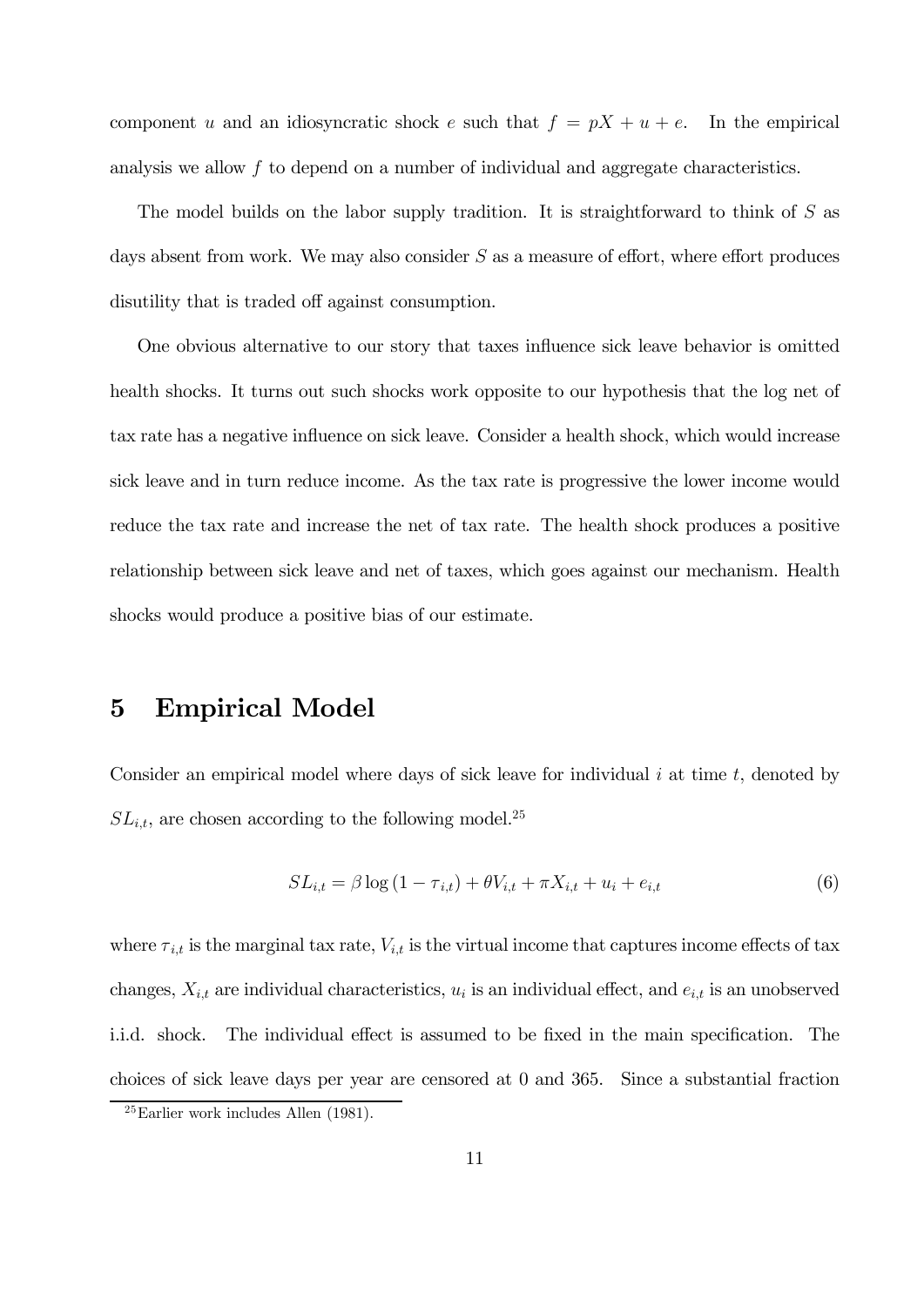component $u$ and an idiosyncratic shock $e$ such that $f = pX + u + e$. In the empirical analysis we allow $f$ to depend on a number of individual and aggregate characteristics.

The model builds on the labor supply tradition. It is straightforward to think of $S$ as days absent from work. We may also consider $S$ as a measure of effort, where effort produces disutility that is traded off against consumption.

One obvious alternative to our story that taxes influence sick leave behavior is omitted health shocks. It turns out such shocks work opposite to our hypothesis that the log net of tax rate has a negative influence on sick leave. Consider a health shock, which would increase sick leave and in turn reduce income. As the tax rate is progressive the lower income would reduce the tax rate and increase the net of tax rate. The health shock produces a positive relationship between sick leave and net of taxes, which goes against our mechanism. Health shocks would produce a positive bias of our estimate.

# 5 Empirical Model

Consider an empirical model where days of sick leave for individual $i$ at time $t$, denoted by $SL_{i,t}$, are chosen according to the following model.[25]

$$SL_{i,t} = \beta \log(1 - \tau_{i,t}) + \theta V_{i,t} + \pi X_{i,t} + u_i + e_{i,t} \tag{6}$$

where $\tau_{i,t}$ is the marginal tax rate, $V_{i,t}$ is the virtual income that captures income effects of tax changes, $X_{i,t}$ are individual characteristics, $u_i$ is an individual effect, and $e_{i,t}$ is an unobserved i.i.d. shock. The individual effect is assumed to be fixed in the main specification. The choices of sick leave days per year are censored at 0 and 365. Since a substantial fraction

[25] Earlier work includes Allen (1981).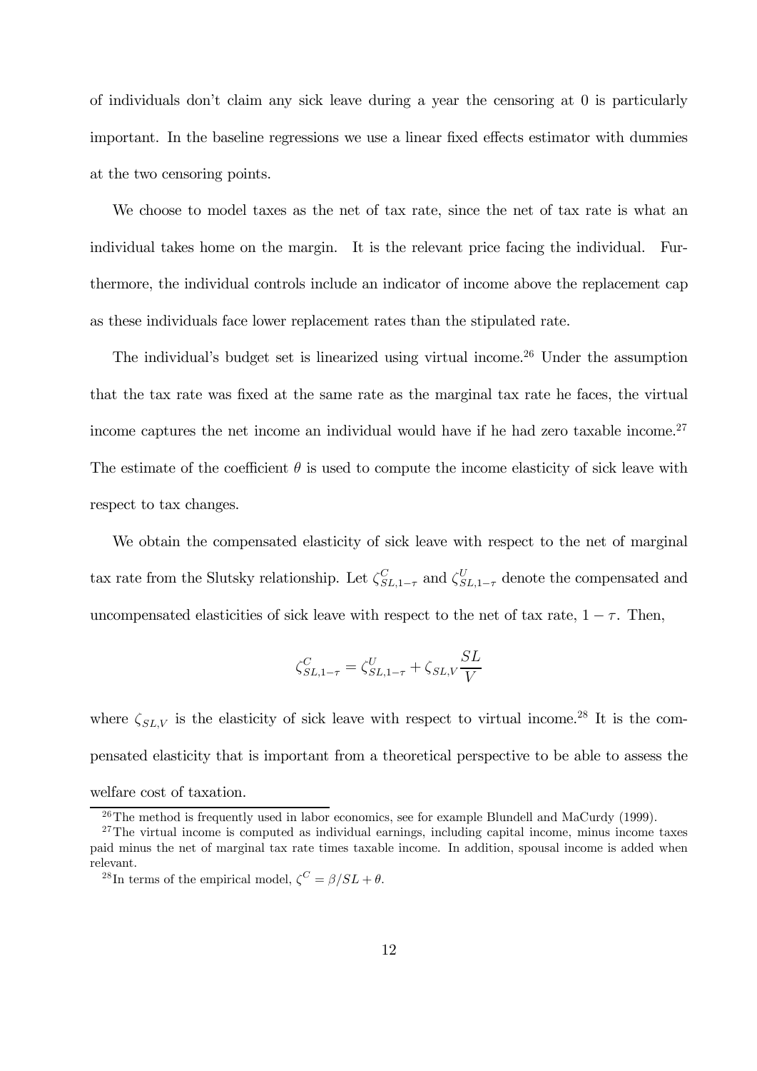of individuals don't claim any sick leave during a year the censoring at 0 is particularly important. In the baseline regressions we use a linear fixed effects estimator with dummies at the two censoring points.

We choose to model taxes as the net of tax rate, since the net of tax rate is what an individual takes home on the margin. It is the relevant price facing the individual. Furthermore, the individual controls include an indicator of income above the replacement cap as these individuals face lower replacement rates than the stipulated rate.

The individual's budget set is linearized using virtual income.[26] Under the assumption that the tax rate was fixed at the same rate as the marginal tax rate he faces, the virtual income captures the net income an individual would have if he had zero taxable income.[27] The estimate of the coefficient $\theta$ is used to compute the income elasticity of sick leave with respect to tax changes.

We obtain the compensated elasticity of sick leave with respect to the net of marginal tax rate from the Slutsky relationship. Let $\zeta^C_{SL,1-\tau}$ and $\zeta^U_{SL,1-\tau}$ denote the compensated and uncompensated elasticities of sick leave with respect to the net of tax rate, $1-\tau$. Then,

$$\zeta^C_{SL,1-\tau} = \zeta^U_{SL,1-\tau} + \zeta_{SL,V}\frac{SL}{V}$$

where $\zeta_{SL,V}$ is the elasticity of sick leave with respect to virtual income.[28] It is the compensated elasticity that is important from a theoretical perspective to be able to assess the welfare cost of taxation.

[26] The method is frequently used in labor economics, see for example Blundell and MaCurdy (1999).

[27] The virtual income is computed as individual earnings, including capital income, minus income taxes paid minus the net of marginal tax rate times taxable income. In addition, spousal income is added when relevant.

[28] In terms of the empirical model, $\zeta^C = \beta/SL + \theta$.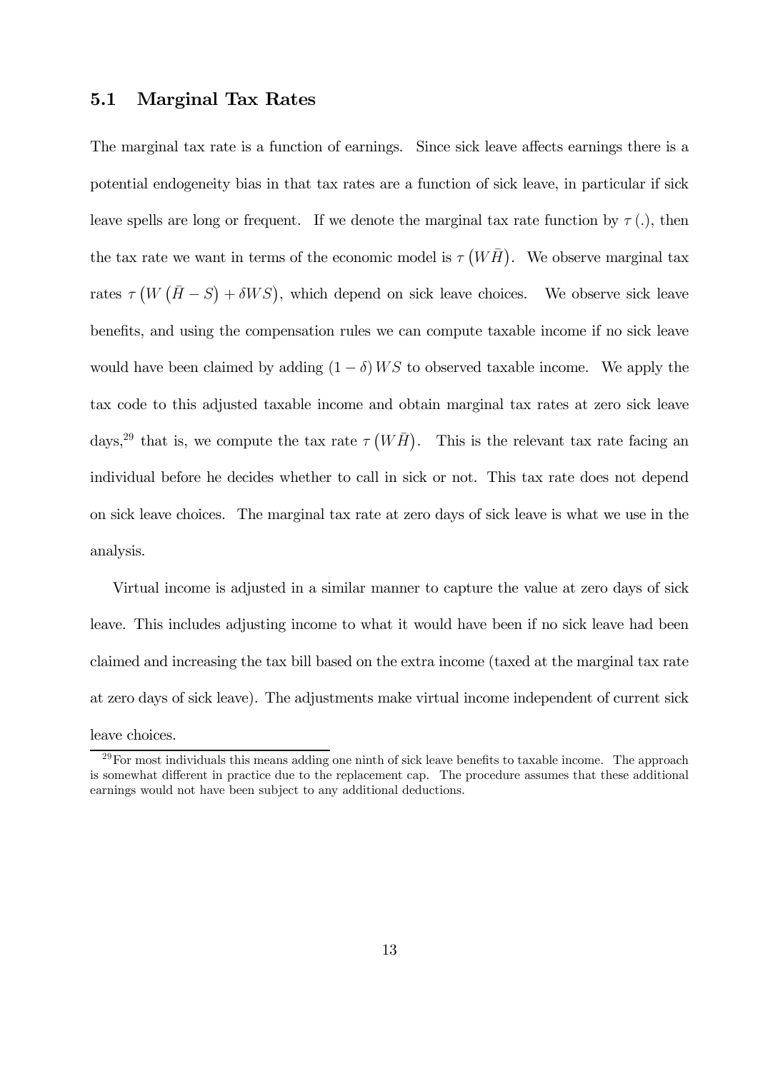## 5.1 Marginal Tax Rates

The marginal tax rate is a function of earnings. Since sick leave affects earnings there is a potential endogeneity bias in that tax rates are a function of sick leave, in particular if sick leave spells are long or frequent. If we denote the marginal tax rate function by $\tau(.)$, then the tax rate we want in terms of the economic model is $\tau\left(W\bar{H}\right)$. We observe marginal tax rates $\tau\left(W\left(\bar{H}-S\right)+\delta WS\right)$, which depend on sick leave choices. We observe sick leave benefits, and using the compensation rules we can compute taxable income if no sick leave would have been claimed by adding $(1-\delta)WS$ to observed taxable income. We apply the tax code to this adjusted taxable income and obtain marginal tax rates at zero sick leave days,[29] that is, we compute the tax rate $\tau\left(W\bar{H}\right)$. This is the relevant tax rate facing an individual before he decides whether to call in sick or not. This tax rate does not depend on sick leave choices. The marginal tax rate at zero days of sick leave is what we use in the analysis.

Virtual income is adjusted in a similar manner to capture the value at zero days of sick leave. This includes adjusting income to what it would have been if no sick leave had been claimed and increasing the tax bill based on the extra income (taxed at the marginal tax rate at zero days of sick leave). The adjustments make virtual income independent of current sick leave choices.

[29] For most individuals this means adding one ninth of sick leave benefits to taxable income. The approach is somewhat different in practice due to the replacement cap. The procedure assumes that these additional earnings would not have been subject to any additional deductions.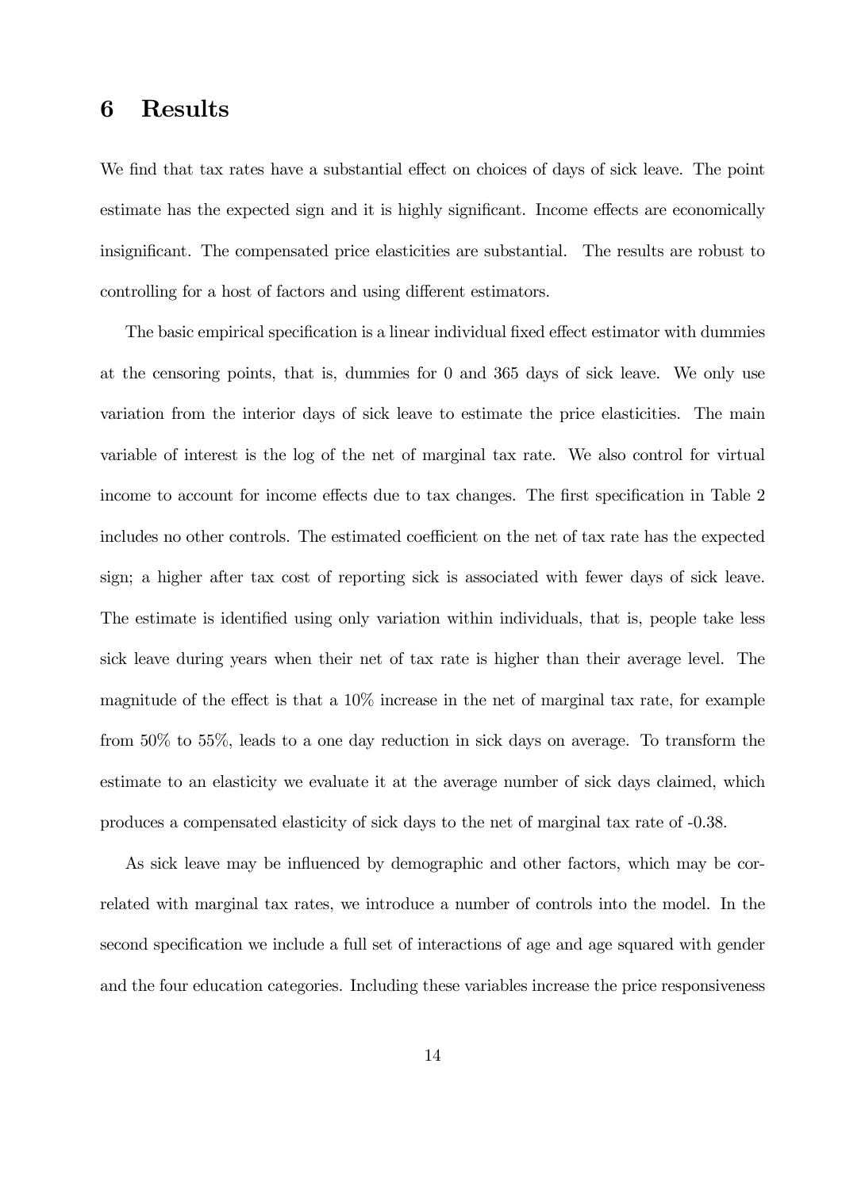# 6 Results

We find that tax rates have a substantial effect on choices of days of sick leave. The point estimate has the expected sign and it is highly significant. Income effects are economically insignificant. The compensated price elasticities are substantial. The results are robust to controlling for a host of factors and using different estimators.

The basic empirical specification is a linear individual fixed effect estimator with dummies at the censoring points, that is, dummies for 0 and 365 days of sick leave. We only use variation from the interior days of sick leave to estimate the price elasticities. The main variable of interest is the log of the net of marginal tax rate. We also control for virtual income to account for income effects due to tax changes. The first specification in Table 2 includes no other controls. The estimated coefficient on the net of tax rate has the expected sign; a higher after tax cost of reporting sick is associated with fewer days of sick leave. The estimate is identified using only variation within individuals, that is, people take less sick leave during years when their net of tax rate is higher than their average level. The magnitude of the effect is that a 10% increase in the net of marginal tax rate, for example from 50% to 55%, leads to a one day reduction in sick days on average. To transform the estimate to an elasticity we evaluate it at the average number of sick days claimed, which produces a compensated elasticity of sick days to the net of marginal tax rate of -0.38.

As sick leave may be influenced by demographic and other factors, which may be correlated with marginal tax rates, we introduce a number of controls into the model. In the second specification we include a full set of interactions of age and age squared with gender and the four education categories. Including these variables increase the price responsiveness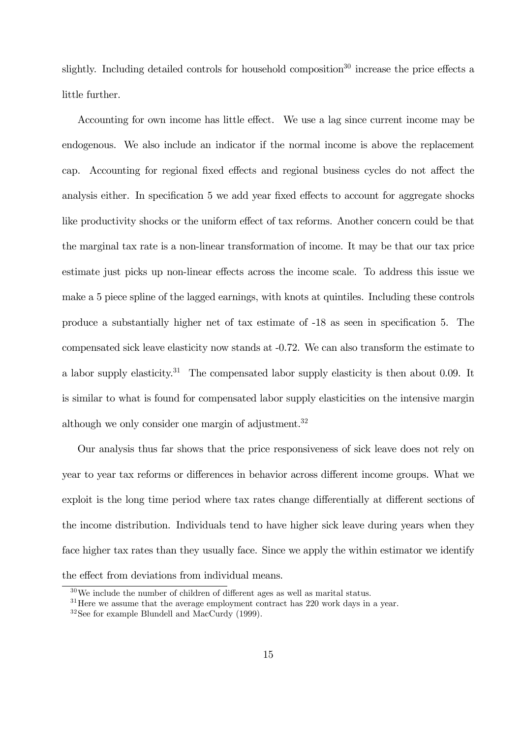slightly. Including detailed controls for household composition[30] increase the price effects a little further.

Accounting for own income has little effect. We use a lag since current income may be endogenous. We also include an indicator if the normal income is above the replacement cap. Accounting for regional fixed effects and regional business cycles do not affect the analysis either. In specification 5 we add year fixed effects to account for aggregate shocks like productivity shocks or the uniform effect of tax reforms. Another concern could be that the marginal tax rate is a non-linear transformation of income. It may be that our tax price estimate just picks up non-linear effects across the income scale. To address this issue we make a 5 piece spline of the lagged earnings, with knots at quintiles. Including these controls produce a substantially higher net of tax estimate of -18 as seen in specification 5. The compensated sick leave elasticity now stands at -0.72. We can also transform the estimate to a labor supply elasticity.[31] The compensated labor supply elasticity is then about 0.09. It is similar to what is found for compensated labor supply elasticities on the intensive margin although we only consider one margin of adjustment.[32]

Our analysis thus far shows that the price responsiveness of sick leave does not rely on year to year tax reforms or differences in behavior across different income groups. What we exploit is the long time period where tax rates change differentially at different sections of the income distribution. Individuals tend to have higher sick leave during years when they face higher tax rates than they usually face. Since we apply the within estimator we identify the effect from deviations from individual means.

---

[30] We include the number of children of different ages as well as marital status.

[31] Here we assume that the average employment contract has 220 work days in a year.

[32] See for example Blundell and MacCurdy (1999).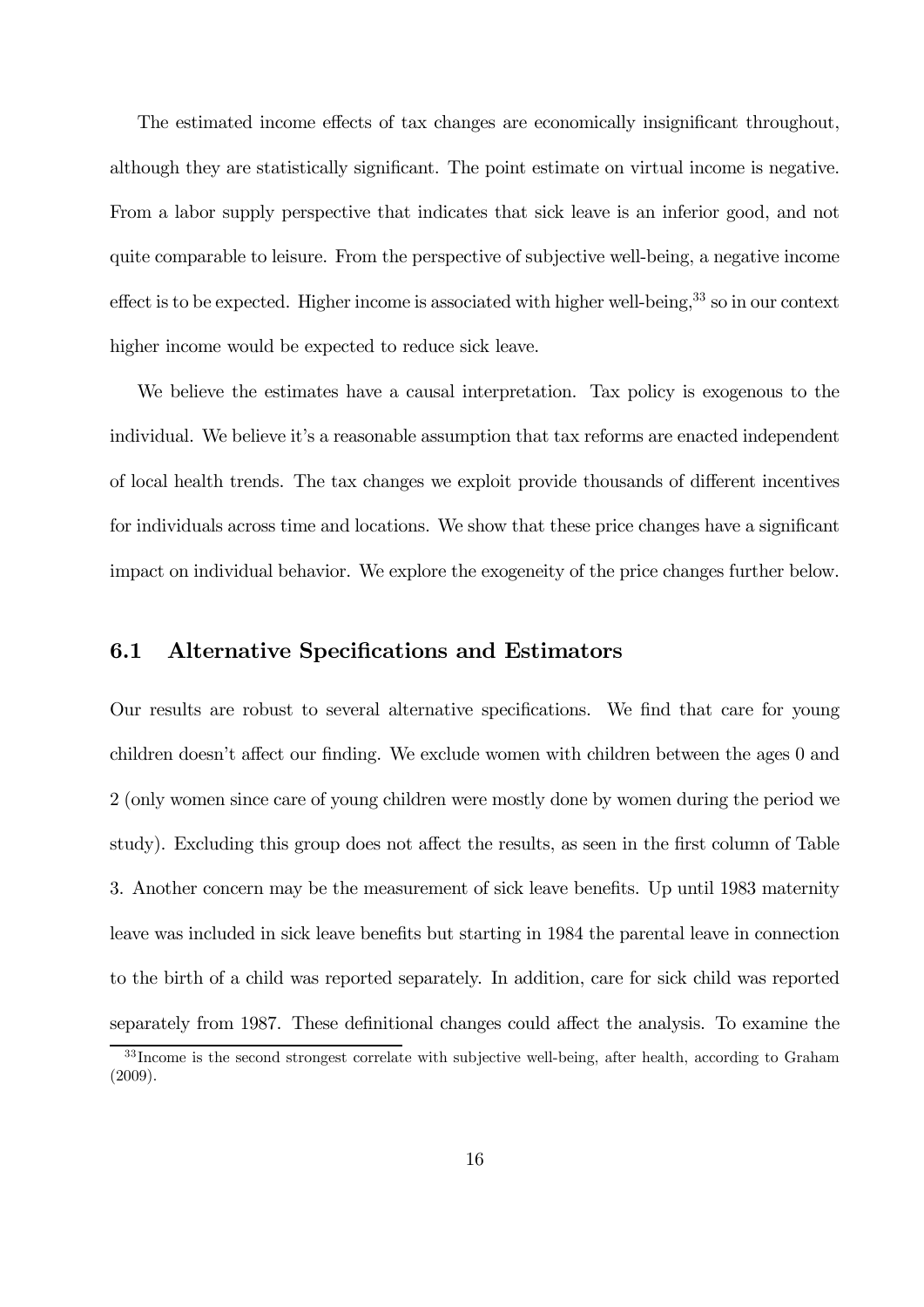The estimated income effects of tax changes are economically insignificant throughout, although they are statistically significant. The point estimate on virtual income is negative. From a labor supply perspective that indicates that sick leave is an inferior good, and not quite comparable to leisure. From the perspective of subjective well-being, a negative income effect is to be expected. Higher income is associated with higher well-being,[33] so in our context higher income would be expected to reduce sick leave.

We believe the estimates have a causal interpretation. Tax policy is exogenous to the individual. We believe it's a reasonable assumption that tax reforms are enacted independent of local health trends. The tax changes we exploit provide thousands of different incentives for individuals across time and locations. We show that these price changes have a significant impact on individual behavior. We explore the exogeneity of the price changes further below.

### 6.1 Alternative Specifications and Estimators

Our results are robust to several alternative specifications. We find that care for young children doesn't affect our finding. We exclude women with children between the ages 0 and 2 (only women since care of young children were mostly done by women during the period we study). Excluding this group does not affect the results, as seen in the first column of Table 3. Another concern may be the measurement of sick leave benefits. Up until 1983 maternity leave was included in sick leave benefits but starting in 1984 the parental leave in connection to the birth of a child was reported separately. In addition, care for sick child was reported separately from 1987. These definitional changes could affect the analysis. To examine the

[33] Income is the second strongest correlate with subjective well-being, after health, according to Graham (2009).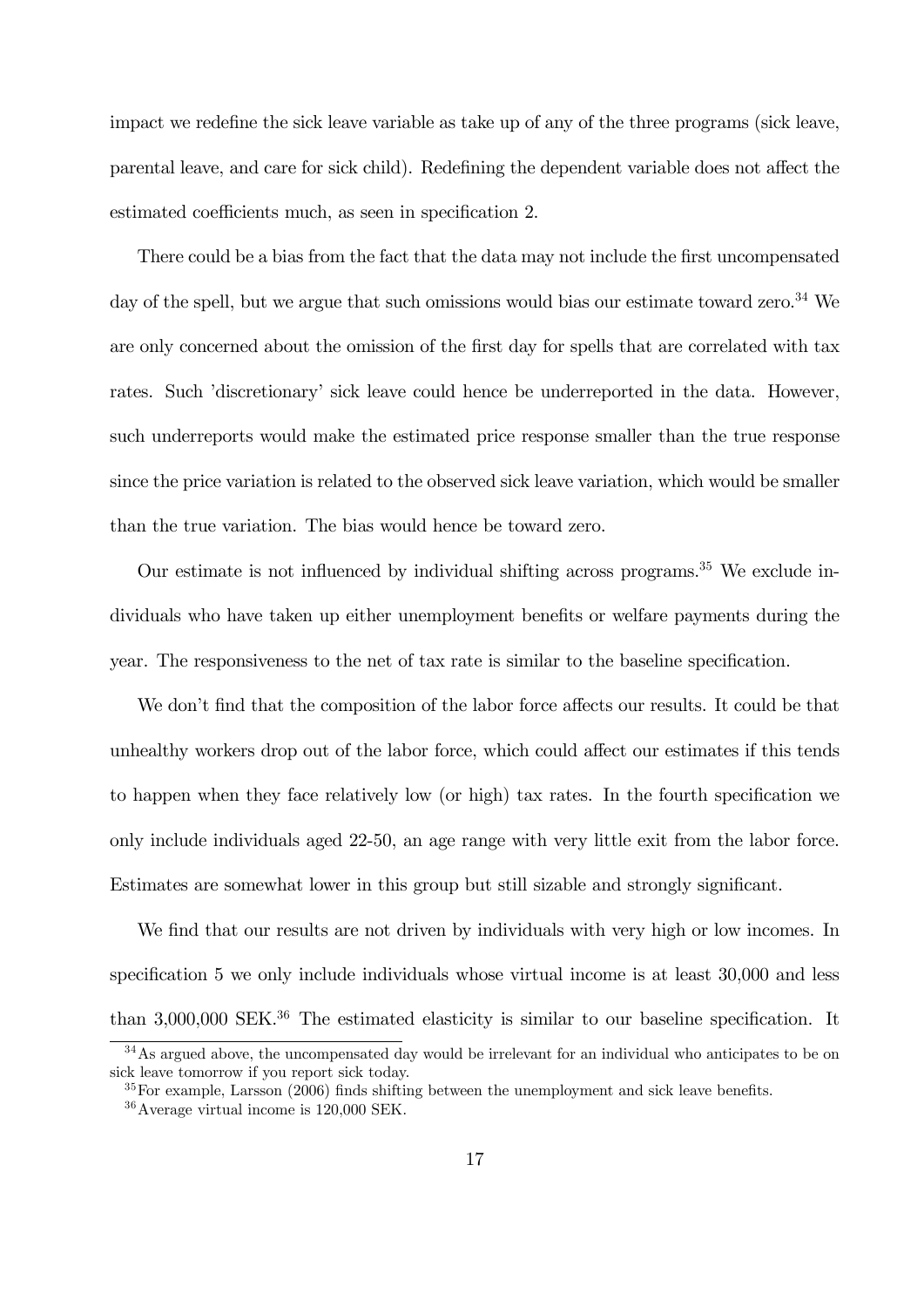impact we redefine the sick leave variable as take up of any of the three programs (sick leave, parental leave, and care for sick child). Redefining the dependent variable does not affect the estimated coefficients much, as seen in specification 2.

There could be a bias from the fact that the data may not include the first uncompensated day of the spell, but we argue that such omissions would bias our estimate toward zero.[34] We are only concerned about the omission of the first day for spells that are correlated with tax rates. Such 'discretionary' sick leave could hence be underreported in the data. However, such underreports would make the estimated price response smaller than the true response since the price variation is related to the observed sick leave variation, which would be smaller than the true variation. The bias would hence be toward zero.

Our estimate is not influenced by individual shifting across programs.[35] We exclude individuals who have taken up either unemployment benefits or welfare payments during the year. The responsiveness to the net of tax rate is similar to the baseline specification.

We don't find that the composition of the labor force affects our results. It could be that unhealthy workers drop out of the labor force, which could affect our estimates if this tends to happen when they face relatively low (or high) tax rates. In the fourth specification we only include individuals aged 22-50, an age range with very little exit from the labor force. Estimates are somewhat lower in this group but still sizable and strongly significant.

We find that our results are not driven by individuals with very high or low incomes. In specification 5 we only include individuals whose virtual income is at least 30,000 and less than 3,000,000 SEK.[36] The estimated elasticity is similar to our baseline specification. It

[34] As argued above, the uncompensated day would be irrelevant for an individual who anticipates to be on sick leave tomorrow if you report sick today.

[35] For example, Larsson (2006) finds shifting between the unemployment and sick leave benefits.

[36] Average virtual income is 120,000 SEK.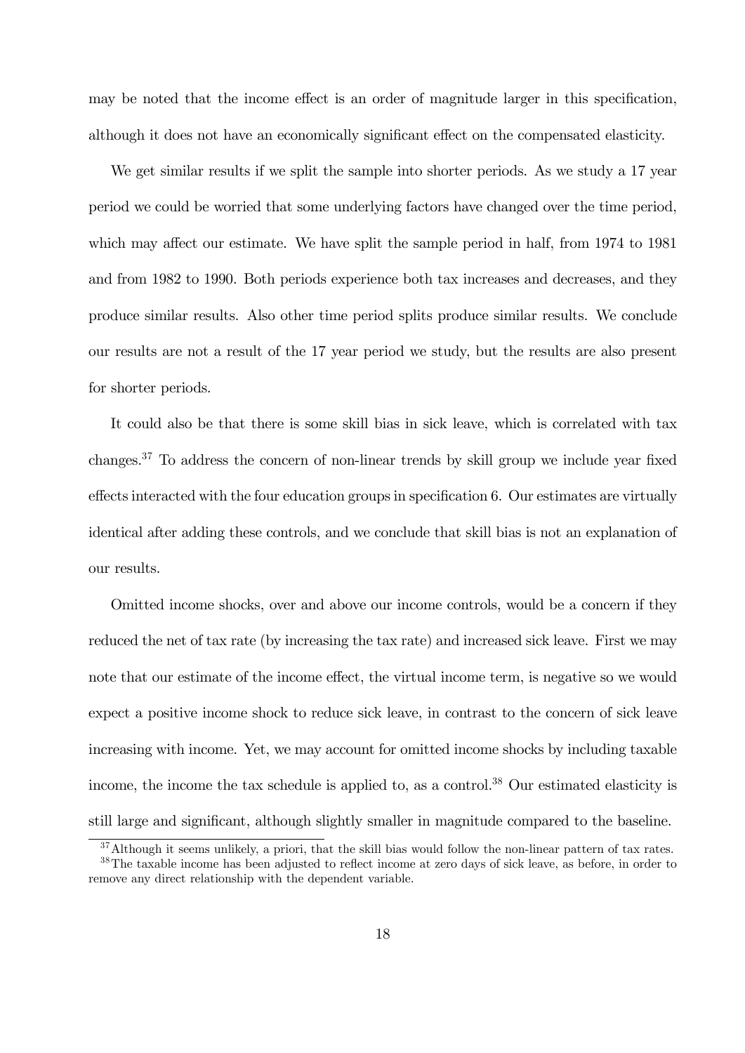may be noted that the income effect is an order of magnitude larger in this specification, although it does not have an economically significant effect on the compensated elasticity.

We get similar results if we split the sample into shorter periods. As we study a 17 year period we could be worried that some underlying factors have changed over the time period, which may affect our estimate. We have split the sample period in half, from 1974 to 1981 and from 1982 to 1990. Both periods experience both tax increases and decreases, and they produce similar results. Also other time period splits produce similar results. We conclude our results are not a result of the 17 year period we study, but the results are also present for shorter periods.

It could also be that there is some skill bias in sick leave, which is correlated with tax changes.[37] To address the concern of non-linear trends by skill group we include year fixed effects interacted with the four education groups in specification 6. Our estimates are virtually identical after adding these controls, and we conclude that skill bias is not an explanation of our results.

Omitted income shocks, over and above our income controls, would be a concern if they reduced the net of tax rate (by increasing the tax rate) and increased sick leave. First we may note that our estimate of the income effect, the virtual income term, is negative so we would expect a positive income shock to reduce sick leave, in contrast to the concern of sick leave increasing with income. Yet, we may account for omitted income shocks by including taxable income, the income the tax schedule is applied to, as a control.[38] Our estimated elasticity is still large and significant, although slightly smaller in magnitude compared to the baseline.

[37] Although it seems unlikely, a priori, that the skill bias would follow the non-linear pattern of tax rates.

[38] The taxable income has been adjusted to reflect income at zero days of sick leave, as before, in order to remove any direct relationship with the dependent variable.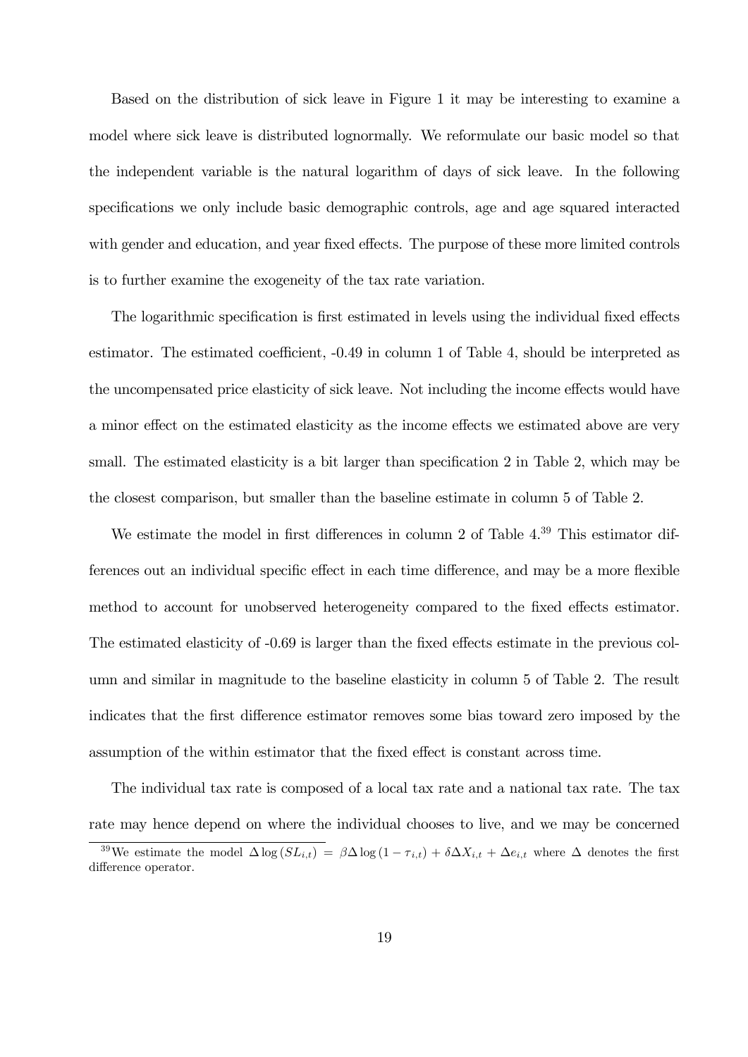Based on the distribution of sick leave in Figure 1 it may be interesting to examine a model where sick leave is distributed lognormally. We reformulate our basic model so that the independent variable is the natural logarithm of days of sick leave. In the following specifications we only include basic demographic controls, age and age squared interacted with gender and education, and year fixed effects. The purpose of these more limited controls is to further examine the exogeneity of the tax rate variation.

The logarithmic specification is first estimated in levels using the individual fixed effects estimator. The estimated coefficient, -0.49 in column 1 of Table 4, should be interpreted as the uncompensated price elasticity of sick leave. Not including the income effects would have a minor effect on the estimated elasticity as the income effects we estimated above are very small. The estimated elasticity is a bit larger than specification 2 in Table 2, which may be the closest comparison, but smaller than the baseline estimate in column 5 of Table 2.

We estimate the model in first differences in column 2 of Table 4.[39] This estimator differences out an individual specific effect in each time difference, and may be a more flexible method to account for unobserved heterogeneity compared to the fixed effects estimator. The estimated elasticity of -0.69 is larger than the fixed effects estimate in the previous column and similar in magnitude to the baseline elasticity in column 5 of Table 2. The result indicates that the first difference estimator removes some bias toward zero imposed by the assumption of the within estimator that the fixed effect is constant across time.

The individual tax rate is composed of a local tax rate and a national tax rate. The tax rate may hence depend on where the individual chooses to live, and we may be concerned

---

[39] We estimate the model $\Delta \log (SL_{i,t}) = \beta \Delta \log (1 - \tau_{i,t}) + \delta \Delta X_{i,t} + \Delta e_{i,t}$ where $\Delta$ denotes the first difference operator.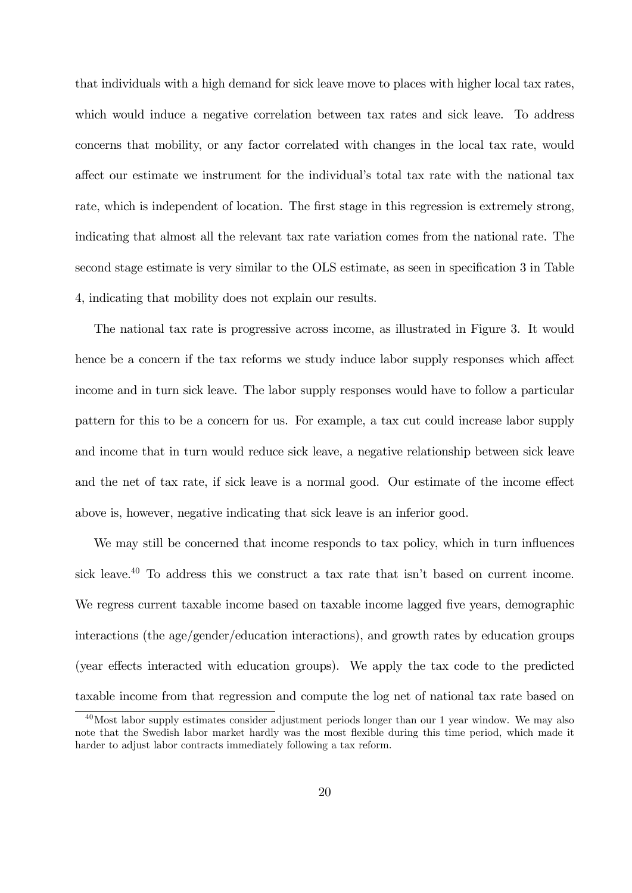that individuals with a high demand for sick leave move to places with higher local tax rates, which would induce a negative correlation between tax rates and sick leave. To address concerns that mobility, or any factor correlated with changes in the local tax rate, would affect our estimate we instrument for the individual's total tax rate with the national tax rate, which is independent of location. The first stage in this regression is extremely strong, indicating that almost all the relevant tax rate variation comes from the national rate. The second stage estimate is very similar to the OLS estimate, as seen in specification 3 in Table 4, indicating that mobility does not explain our results.

The national tax rate is progressive across income, as illustrated in Figure 3. It would hence be a concern if the tax reforms we study induce labor supply responses which affect income and in turn sick leave. The labor supply responses would have to follow a particular pattern for this to be a concern for us. For example, a tax cut could increase labor supply and income that in turn would reduce sick leave, a negative relationship between sick leave and the net of tax rate, if sick leave is a normal good. Our estimate of the income effect above is, however, negative indicating that sick leave is an inferior good.

We may still be concerned that income responds to tax policy, which in turn influences sick leave.[40] To address this we construct a tax rate that isn't based on current income. We regress current taxable income based on taxable income lagged five years, demographic interactions (the age/gender/education interactions), and growth rates by education groups (year effects interacted with education groups). We apply the tax code to the predicted taxable income from that regression and compute the log net of national tax rate based on

[40]Most labor supply estimates consider adjustment periods longer than our 1 year window. We may also note that the Swedish labor market hardly was the most flexible during this time period, which made it harder to adjust labor contracts immediately following a tax reform.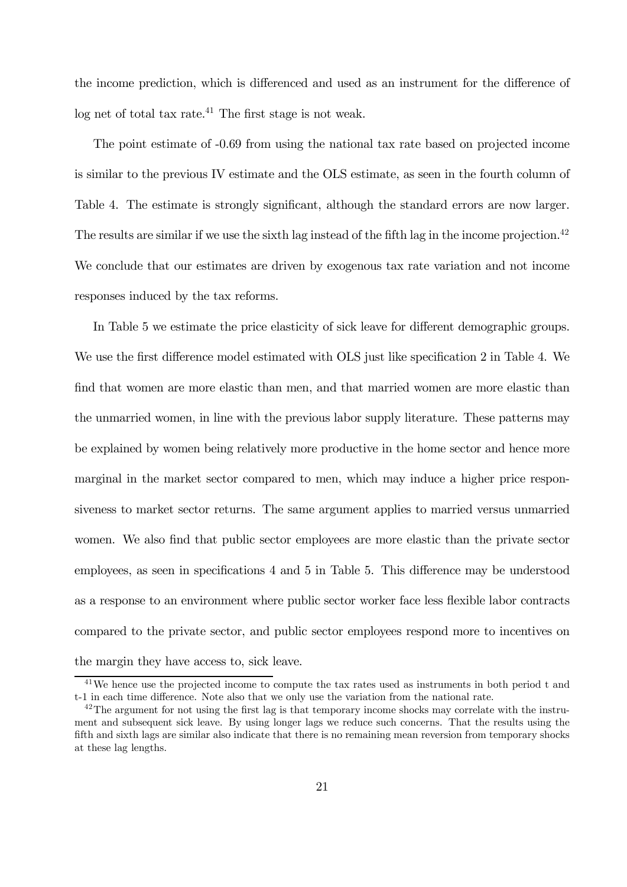the income prediction, which is differenced and used as an instrument for the difference of log net of total tax rate.[41] The first stage is not weak.

The point estimate of -0.69 from using the national tax rate based on projected income is similar to the previous IV estimate and the OLS estimate, as seen in the fourth column of Table 4. The estimate is strongly significant, although the standard errors are now larger. The results are similar if we use the sixth lag instead of the fifth lag in the income projection.[42] We conclude that our estimates are driven by exogenous tax rate variation and not income responses induced by the tax reforms.

In Table 5 we estimate the price elasticity of sick leave for different demographic groups. We use the first difference model estimated with OLS just like specification 2 in Table 4. We find that women are more elastic than men, and that married women are more elastic than the unmarried women, in line with the previous labor supply literature. These patterns may be explained by women being relatively more productive in the home sector and hence more marginal in the market sector compared to men, which may induce a higher price responsiveness to market sector returns. The same argument applies to married versus unmarried women. We also find that public sector employees are more elastic than the private sector employees, as seen in specifications 4 and 5 in Table 5. This difference may be understood as a response to an environment where public sector worker face less flexible labor contracts compared to the private sector, and public sector employees respond more to incentives on the margin they have access to, sick leave.

[41] We hence use the projected income to compute the tax rates used as instruments in both period t and t-1 in each time difference. Note also that we only use the variation from the national rate.

[42] The argument for not using the first lag is that temporary income shocks may correlate with the instrument and subsequent sick leave. By using longer lags we reduce such concerns. That the results using the fifth and sixth lags are similar also indicate that there is no remaining mean reversion from temporary shocks at these lag lengths.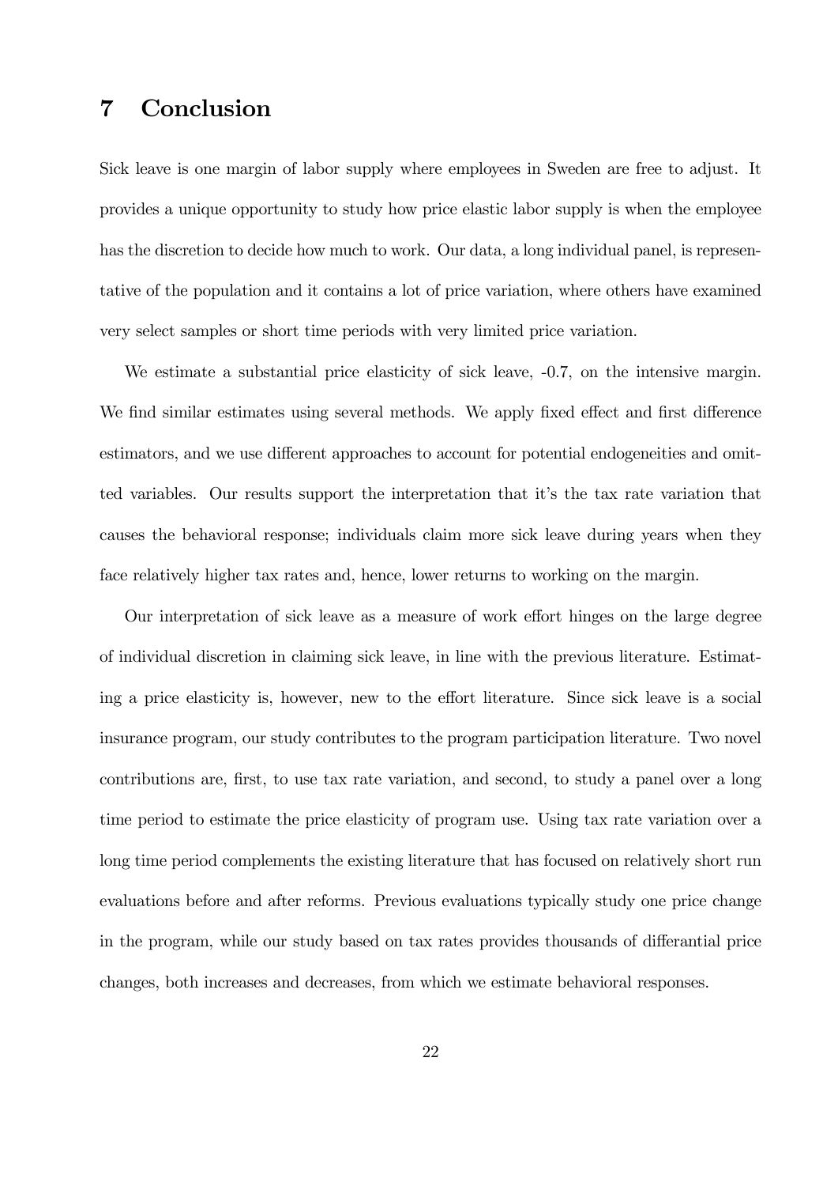# 7 Conclusion

Sick leave is one margin of labor supply where employees in Sweden are free to adjust. It provides a unique opportunity to study how price elastic labor supply is when the employee has the discretion to decide how much to work. Our data, a long individual panel, is representative of the population and it contains a lot of price variation, where others have examined very select samples or short time periods with very limited price variation.

We estimate a substantial price elasticity of sick leave, -0.7, on the intensive margin. We find similar estimates using several methods. We apply fixed effect and first difference estimators, and we use different approaches to account for potential endogeneities and omitted variables. Our results support the interpretation that it's the tax rate variation that causes the behavioral response; individuals claim more sick leave during years when they face relatively higher tax rates and, hence, lower returns to working on the margin.

Our interpretation of sick leave as a measure of work effort hinges on the large degree of individual discretion in claiming sick leave, in line with the previous literature. Estimating a price elasticity is, however, new to the effort literature. Since sick leave is a social insurance program, our study contributes to the program participation literature. Two novel contributions are, first, to use tax rate variation, and second, to study a panel over a long time period to estimate the price elasticity of program use. Using tax rate variation over a long time period complements the existing literature that has focused on relatively short run evaluations before and after reforms. Previous evaluations typically study one price change in the program, while our study based on tax rates provides thousands of differantial price changes, both increases and decreases, from which we estimate behavioral responses.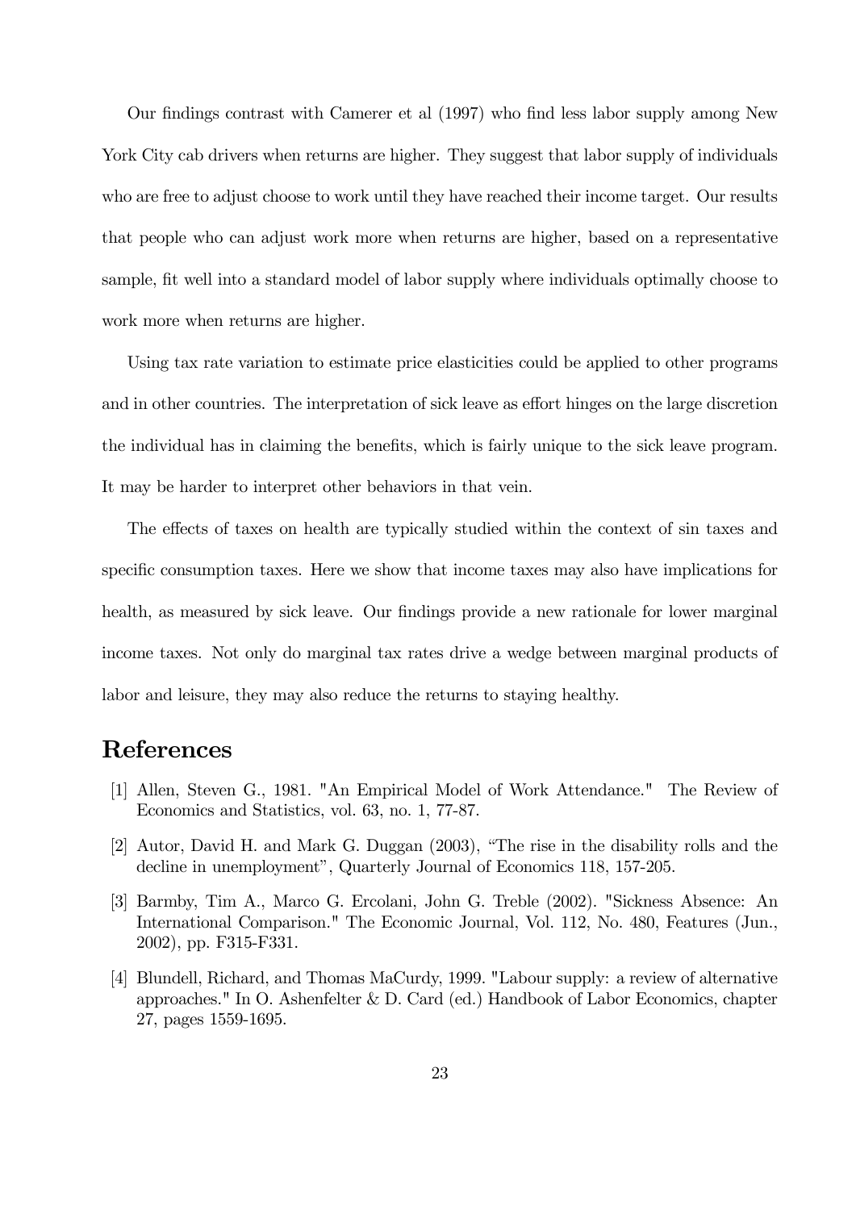Our findings contrast with Camerer et al (1997) who find less labor supply among New York City cab drivers when returns are higher. They suggest that labor supply of individuals who are free to adjust choose to work until they have reached their income target. Our results that people who can adjust work more when returns are higher, based on a representative sample, fit well into a standard model of labor supply where individuals optimally choose to work more when returns are higher.

Using tax rate variation to estimate price elasticities could be applied to other programs and in other countries. The interpretation of sick leave as effort hinges on the large discretion the individual has in claiming the benefits, which is fairly unique to the sick leave program. It may be harder to interpret other behaviors in that vein.

The effects of taxes on health are typically studied within the context of sin taxes and specific consumption taxes. Here we show that income taxes may also have implications for health, as measured by sick leave. Our findings provide a new rationale for lower marginal income taxes. Not only do marginal tax rates drive a wedge between marginal products of labor and leisure, they may also reduce the returns to staying healthy.

# References

[1] Allen, Steven G., 1981. "An Empirical Model of Work Attendance." The Review of Economics and Statistics, vol. 63, no. 1, 77-87.

[2] Autor, David H. and Mark G. Duggan (2003), "The rise in the disability rolls and the decline in unemployment", Quarterly Journal of Economics 118, 157-205.

[3] Barmby, Tim A., Marco G. Ercolani, John G. Treble (2002). "Sickness Absence: An International Comparison." The Economic Journal, Vol. 112, No. 480, Features (Jun., 2002), pp. F315-F331.

[4] Blundell, Richard, and Thomas MaCurdy, 1999. "Labour supply: a review of alternative approaches." In O. Ashenfelter & D. Card (ed.) Handbook of Labor Economics, chapter 27, pages 1559-1695.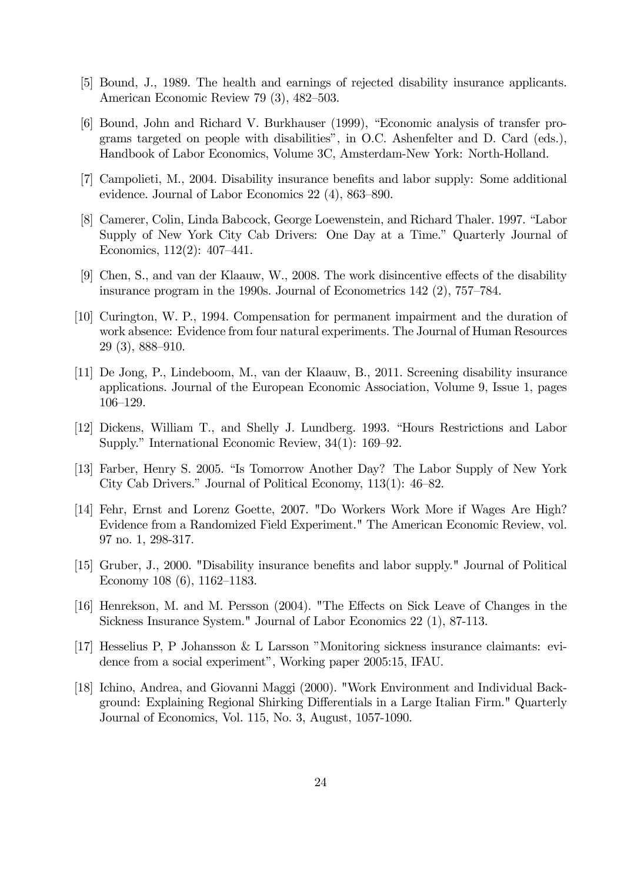[5] Bound, J., 1989. The health and earnings of rejected disability insurance applicants. American Economic Review 79 (3), 482–503.

[6] Bound, John and Richard V. Burkhauser (1999), "Economic analysis of transfer programs targeted on people with disabilities", in O.C. Ashenfelter and D. Card (eds.), Handbook of Labor Economics, Volume 3C, Amsterdam-New York: North-Holland.

[7] Campolieti, M., 2004. Disability insurance benefits and labor supply: Some additional evidence. Journal of Labor Economics 22 (4), 863–890.

[8] Camerer, Colin, Linda Babcock, George Loewenstein, and Richard Thaler. 1997. "Labor Supply of New York City Cab Drivers: One Day at a Time." Quarterly Journal of Economics, 112(2): 407–441.

[9] Chen, S., and van der Klaauw, W., 2008. The work disincentive effects of the disability insurance program in the 1990s. Journal of Econometrics 142 (2), 757–784.

[10] Curington, W. P., 1994. Compensation for permanent impairment and the duration of work absence: Evidence from four natural experiments. The Journal of Human Resources 29 (3), 888–910.

[11] De Jong, P., Lindeboom, M., van der Klaauw, B., 2011. Screening disability insurance applications. Journal of the European Economic Association, Volume 9, Issue 1, pages 106–129.

[12] Dickens, William T., and Shelly J. Lundberg. 1993. "Hours Restrictions and Labor Supply." International Economic Review, 34(1): 169–92.

[13] Farber, Henry S. 2005. "Is Tomorrow Another Day? The Labor Supply of New York City Cab Drivers." Journal of Political Economy, 113(1): 46–82.

[14] Fehr, Ernst and Lorenz Goette, 2007. "Do Workers Work More if Wages Are High? Evidence from a Randomized Field Experiment." The American Economic Review, vol. 97 no. 1, 298-317.

[15] Gruber, J., 2000. "Disability insurance benefits and labor supply." Journal of Political Economy 108 (6), 1162–1183.

[16] Henrekson, M. and M. Persson (2004). "The Effects on Sick Leave of Changes in the Sickness Insurance System." Journal of Labor Economics 22 (1), 87-113.

[17] Hesselius P, P Johansson & L Larsson "Monitoring sickness insurance claimants: evidence from a social experiment", Working paper 2005:15, IFAU.

[18] Ichino, Andrea, and Giovanni Maggi (2000). "Work Environment and Individual Background: Explaining Regional Shirking Differentials in a Large Italian Firm." Quarterly Journal of Economics, Vol. 115, No. 3, August, 1057-1090.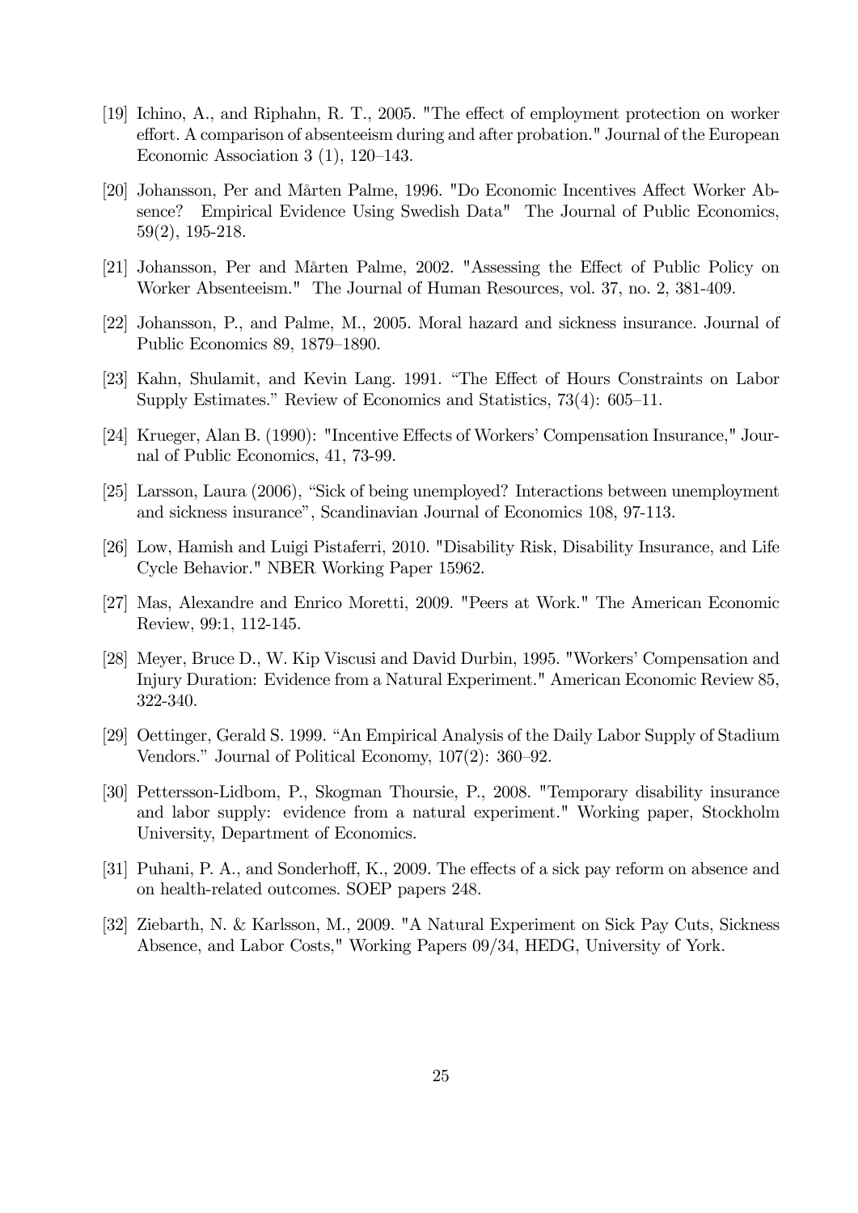[19] Ichino, A., and Riphahn, R. T., 2005. "The effect of employment protection on worker effort. A comparison of absenteeism during and after probation." Journal of the European Economic Association 3 (1), 120–143.

[20] Johansson, Per and Mårten Palme, 1996. "Do Economic Incentives Affect Worker Absence? Empirical Evidence Using Swedish Data" The Journal of Public Economics, 59(2), 195-218.

[21] Johansson, Per and Mårten Palme, 2002. "Assessing the Effect of Public Policy on Worker Absenteeism." The Journal of Human Resources, vol. 37, no. 2, 381-409.

[22] Johansson, P., and Palme, M., 2005. Moral hazard and sickness insurance. Journal of Public Economics 89, 1879–1890.

[23] Kahn, Shulamit, and Kevin Lang. 1991. "The Effect of Hours Constraints on Labor Supply Estimates." Review of Economics and Statistics, 73(4): 605–11.

[24] Krueger, Alan B. (1990): "Incentive Effects of Workers' Compensation Insurance," Journal of Public Economics, 41, 73-99.

[25] Larsson, Laura (2006), "Sick of being unemployed? Interactions between unemployment and sickness insurance", Scandinavian Journal of Economics 108, 97-113.

[26] Low, Hamish and Luigi Pistaferri, 2010. "Disability Risk, Disability Insurance, and Life Cycle Behavior." NBER Working Paper 15962.

[27] Mas, Alexandre and Enrico Moretti, 2009. "Peers at Work." The American Economic Review, 99:1, 112-145.

[28] Meyer, Bruce D., W. Kip Viscusi and David Durbin, 1995. "Workers' Compensation and Injury Duration: Evidence from a Natural Experiment." American Economic Review 85, 322-340.

[29] Oettinger, Gerald S. 1999. "An Empirical Analysis of the Daily Labor Supply of Stadium Vendors." Journal of Political Economy, 107(2): 360–92.

[30] Pettersson-Lidbom, P., Skogman Thoursie, P., 2008. "Temporary disability insurance and labor supply: evidence from a natural experiment." Working paper, Stockholm University, Department of Economics.

[31] Puhani, P. A., and Sonderhoff, K., 2009. The effects of a sick pay reform on absence and on health-related outcomes. SOEP papers 248.

[32] Ziebarth, N. & Karlsson, M., 2009. "A Natural Experiment on Sick Pay Cuts, Sickness Absence, and Labor Costs," Working Papers 09/34, HEDG, University of York.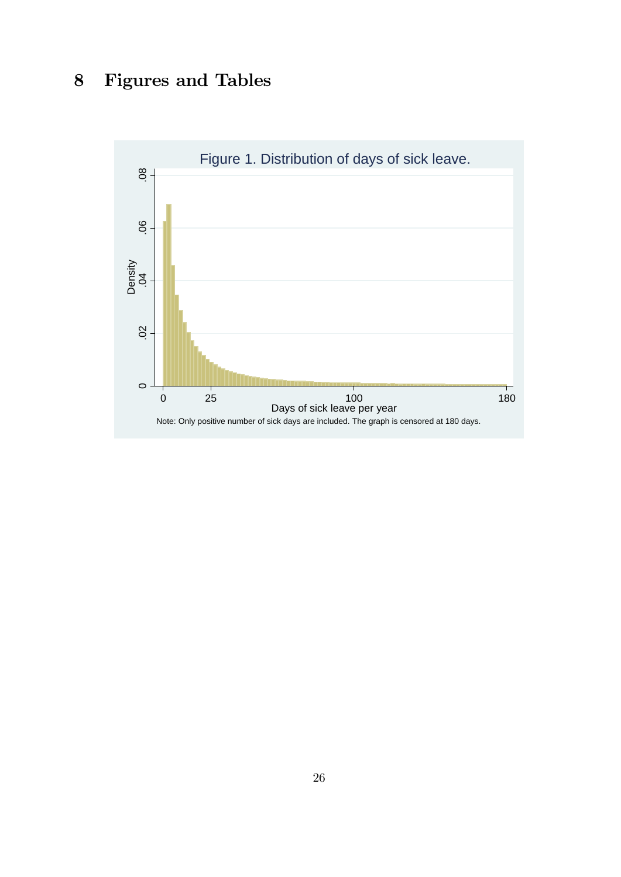# 8 Figures and Tables

Figure 1. Distribution of days of sick leave.

Note: Only positive number of sick days are included. The graph is censored at 180 days.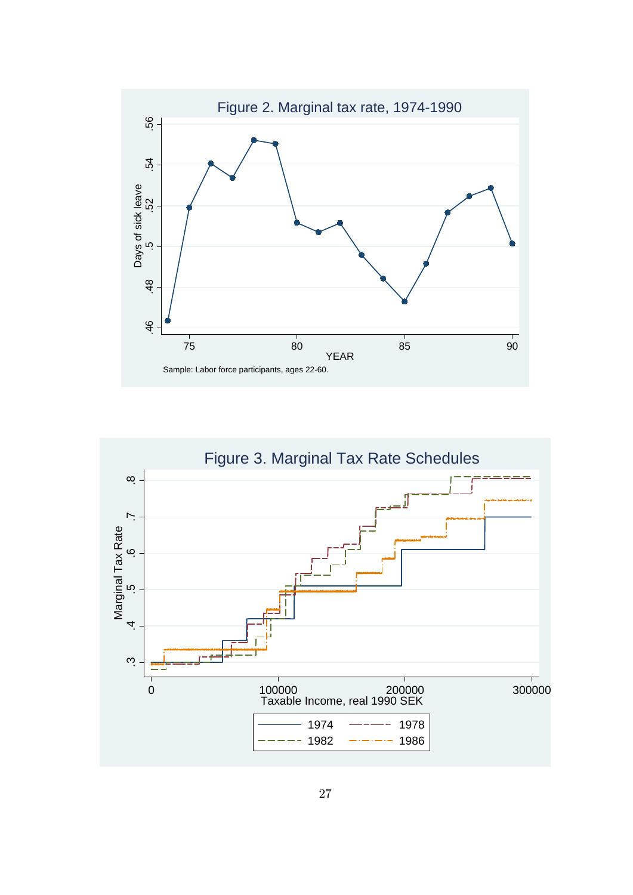Figure 2. Marginal tax rate, 1974-1990

Sample: Labor force participants, ages 22-60.

Figure 3. Marginal Tax Rate Schedules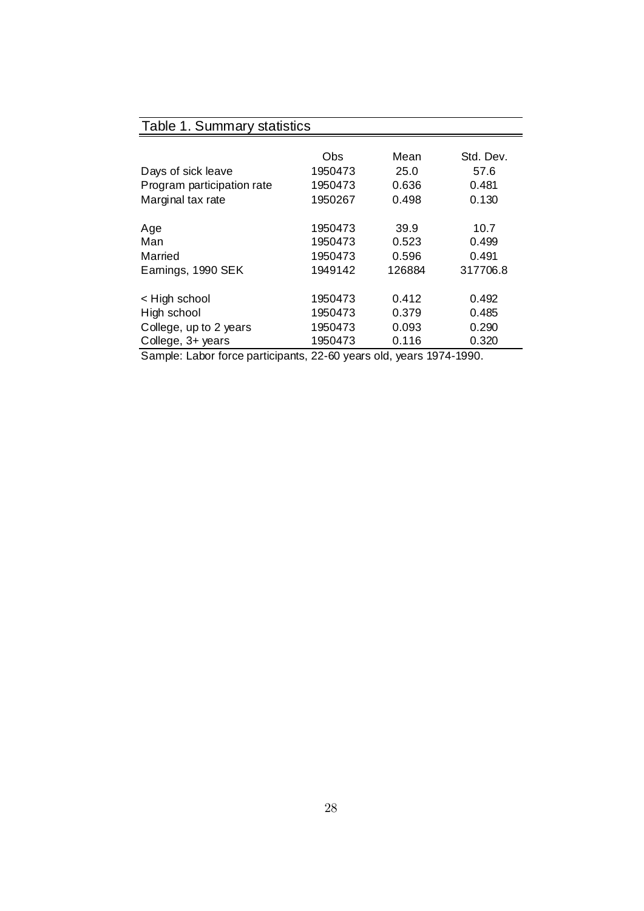Table 1. Summary statistics

| | Obs | Mean | Std. Dev. |
|---|---|---|---|
| Days of sick leave | 1950473 | 25.0 | 57.6 |
| Program participation rate | 1950473 | 0.636 | 0.481 |
| Marginal tax rate | 1950267 | 0.498 | 0.130 |
| Age | 1950473 | 39.9 | 10.7 |
| Man | 1950473 | 0.523 | 0.499 |
| Married | 1950473 | 0.596 | 0.491 |
| Earnings, 1990 SEK | 1949142 | 126884 | 317706.8 |
| < High school | 1950473 | 0.412 | 0.492 |
| High school | 1950473 | 0.379 | 0.485 |
| College, up to 2 years | 1950473 | 0.093 | 0.290 |
| College, 3+ years | 1950473 | 0.116 | 0.320 |

Sample: Labor force participants, 22-60 years old, years 1974-1990.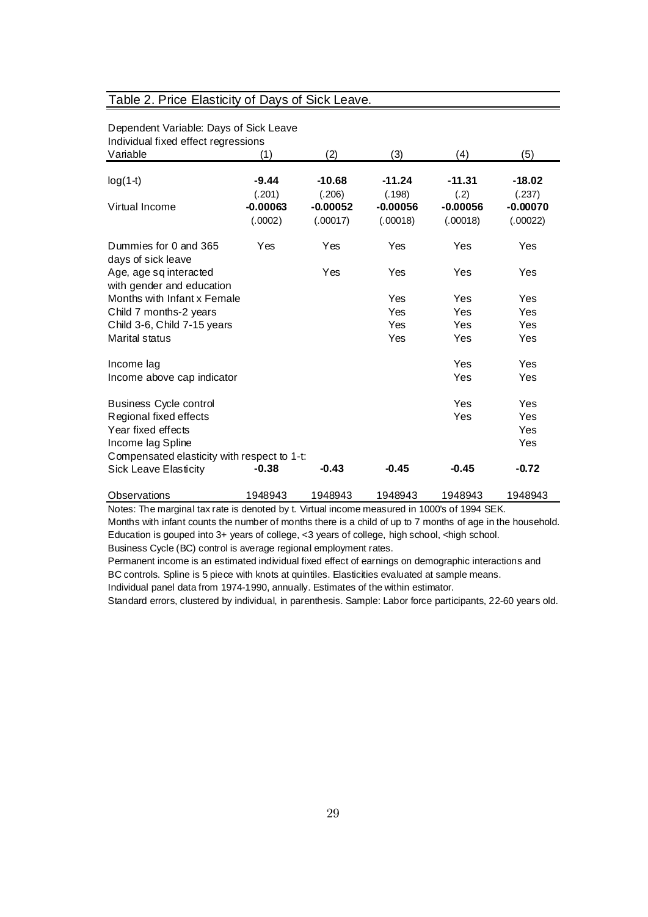## Table 2. Price Elasticity of Days of Sick Leave.

Dependent Variable: Days of Sick Leave
Individual fixed effect regressions

| Variable | (1) | (2) | (3) | (4) | (5) |
|---|---|---|---|---|---|
| log(1-t) | **-9.44** | **-10.68** | **-11.24** | **-11.31** | **-18.02** |
| | (.201) | (.206) | (.198) | (.2) | (.237) |
| Virtual Income | **-0.00063** | **-0.00052** | **-0.00056** | **-0.00056** | **-0.00070** |
| | (.0002) | (.00017) | (.00018) | (.00018) | (.00022) |
| Dummies for 0 and 365 days of sick leave | Yes | Yes | Yes | Yes | Yes |
| Age, age sq interacted with gender and education | | Yes | Yes | Yes | Yes |
| Months with Infant x Female | | | Yes | Yes | Yes |
| Child 7 months-2 years | | | Yes | Yes | Yes |
| Child 3-6, Child 7-15 years | | | Yes | Yes | Yes |
| Marital status | | | Yes | Yes | Yes |
| Income lag | | | | Yes | Yes |
| Income above cap indicator | | | | Yes | Yes |
| Business Cycle control | | | | Yes | Yes |
| Regional fixed effects | | | | Yes | Yes |
| Year fixed effects | | | | | Yes |
| Income lag Spline | | | | | Yes |
| Compensated elasticity with respect to 1-t: | | | | | |
| Sick Leave Elasticity | **-0.38** | **-0.43** | **-0.45** | **-0.45** | **-0.72** |
| Observations | 1948943 | 1948943 | 1948943 | 1948943 | 1948943 |

Notes: The marginal tax rate is denoted by t. Virtual income measured in 1000's of 1994 SEK.
Months with infant counts the number of months there is a child of up to 7 months of age in the household.
Education is gouped into 3+ years of college, <3 years of college, high school, <high school.
Business Cycle (BC) control is average regional employment rates.
Permanent income is an estimated individual fixed effect of earnings on demographic interactions and BC controls. Spline is 5 piece with knots at quintiles. Elasticities evaluated at sample means.
Individual panel data from 1974-1990, annually. Estimates of the within estimator.
Standard errors, clustered by individual, in parenthesis. Sample: Labor force participants, 22-60 years old.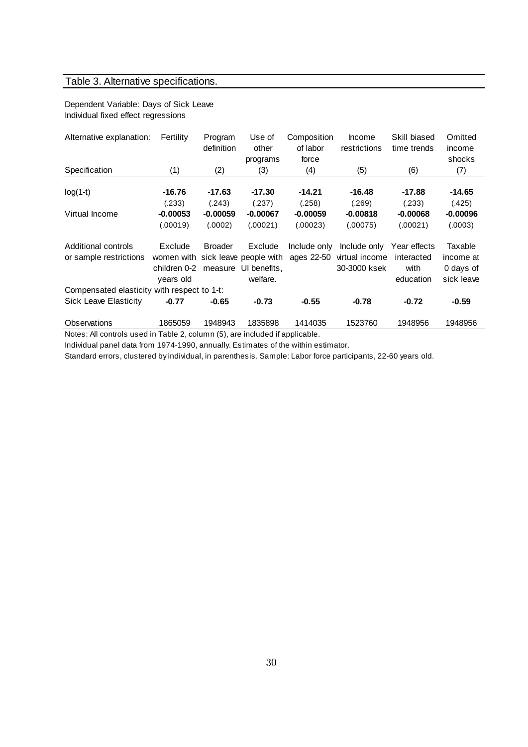## Table 3. Alternative specifications.

Dependent Variable: Days of Sick Leave
Individual fixed effect regressions

| Alternative explanation: | Fertility | Program definition | Use of other programs | Composition of labor force | Income restrictions | Skill biased time trends | Omitted income shocks |
|---|---|---|---|---|---|---|---|
| Specification | (1) | (2) | (3) | (4) | (5) | (6) | (7) |
| log(1-t) | **-16.76** | **-17.63** | **-17.30** | **-14.21** | **-16.48** | **-17.88** | **-14.65** |
| | (.233) | (.243) | (.237) | (.258) | (.269) | (.233) | (.425) |
| Virtual Income | **-0.00053** | **-0.00059** | **-0.00067** | **-0.00059** | **-0.00818** | **-0.00068** | **-0.00096** |
| | (.00019) | (.0002) | (.00021) | (.00023) | (.00075) | (.00021) | (.0003) |
| Additional controls or sample restrictions | Exclude women with children 0-2 years old | Broader sick leave measure | Exclude people with UI benefits, welfare. | Include only ages 22-50 | Include only virtual income 30-3000 ksek | Year effects interacted with education | Taxable income at 0 days of sick leave |
| Compensated elasticity with respect to 1-t: | | | | | | | |
| Sick Leave Elasticity | **-0.77** | **-0.65** | **-0.73** | **-0.55** | **-0.78** | **-0.72** | **-0.59** |
| Observations | 1865059 | 1948943 | 1835898 | 1414035 | 1523760 | 1948956 | 1948956 |

Notes: All controls used in Table 2, column (5), are included if applicable.
Individual panel data from 1974-1990, annually. Estimates of the within estimator.
Standard errors, clustered by individual, in parenthesis. Sample: Labor force participants, 22-60 years old.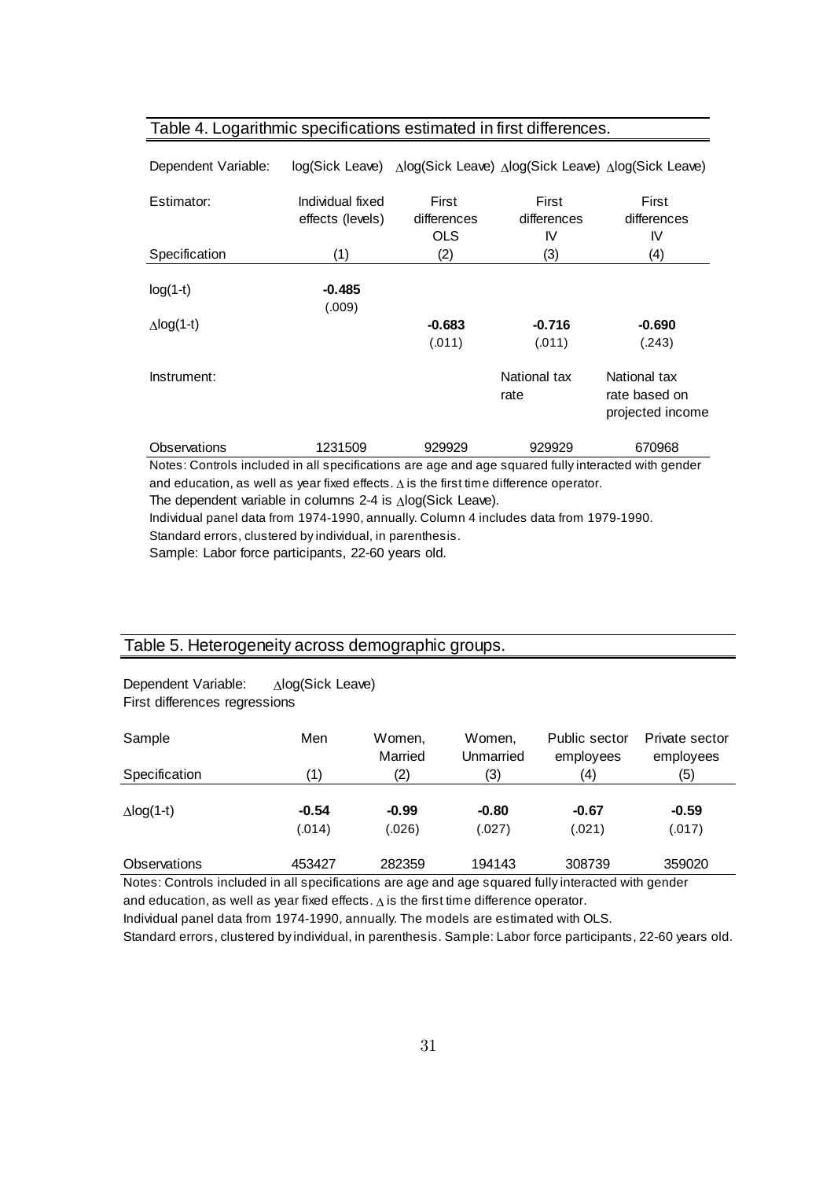Table 4. Logarithmic specifications estimated in first differences.

| Dependent Variable: | log(Sick Leave) | $\Delta$log(Sick Leave) | $\Delta$log(Sick Leave) | $\Delta$log(Sick Leave) |
|---|---|---|---|---|
| Estimator: | Individual fixed effects (levels) | First differences OLS | First differences IV | First differences IV |
| Specification | (1) | (2) | (3) | (4) |
| log(1-t) | **-0.485** | | | |
| | (.009) | | | |
| $\Delta$log(1-t) | | **-0.683** | **-0.716** | **-0.690** |
| | | (.011) | (.011) | (.243) |
| Instrument: | | | National tax rate | National tax rate based on projected income |
| Observations | 1231509 | 929929 | 929929 | 670968 |

Notes: Controls included in all specifications are age and age squared fully interacted with gender and education, as well as year fixed effects. $\Delta$ is the first time difference operator.
The dependent variable in columns 2-4 is $\Delta$log(Sick Leave).
Individual panel data from 1974-1990, annually. Column 4 includes data from 1979-1990.
Standard errors, clustered by individual, in parenthesis.
Sample: Labor force participants, 22-60 years old.

Table 5. Heterogeneity across demographic groups.

Dependent Variable: $\Delta$log(Sick Leave)
First differences regressions

| Sample | Men | Women, Married | Women, Unmarried | Public sector employees | Private sector employees |
|---|---|---|---|---|---|
| Specification | (1) | (2) | (3) | (4) | (5) |
| $\Delta$log(1-t) | **-0.54** | **-0.99** | **-0.80** | **-0.67** | **-0.59** |
| | (.014) | (.026) | (.027) | (.021) | (.017) |
| Observations | 453427 | 282359 | 194143 | 308739 | 359020 |

Notes: Controls included in all specifications are age and age squared fully interacted with gender and education, as well as year fixed effects. $\Delta$ is the first time difference operator.
Individual panel data from 1974-1990, annually. The models are estimated with OLS.
Standard errors, clustered by individual, in parenthesis. Sample: Labor force participants, 22-60 years old.